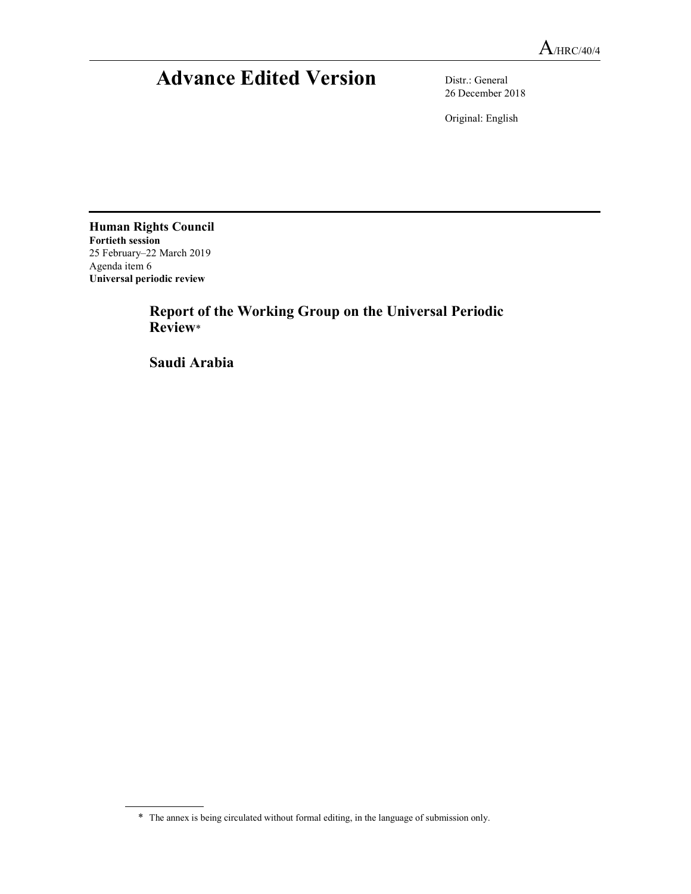A/HRC/40/4

# Advance Edited Version

Distr.: General
26 December 2018

Original: English

**Human Rights Council**
**Fortieth session**
25 February–22 March 2019
Agenda item 6
**Universal periodic review**

## Report of the Working Group on the Universal Periodic Review*

## Saudi Arabia

* The annex is being circulated without formal editing, in the language of submission only.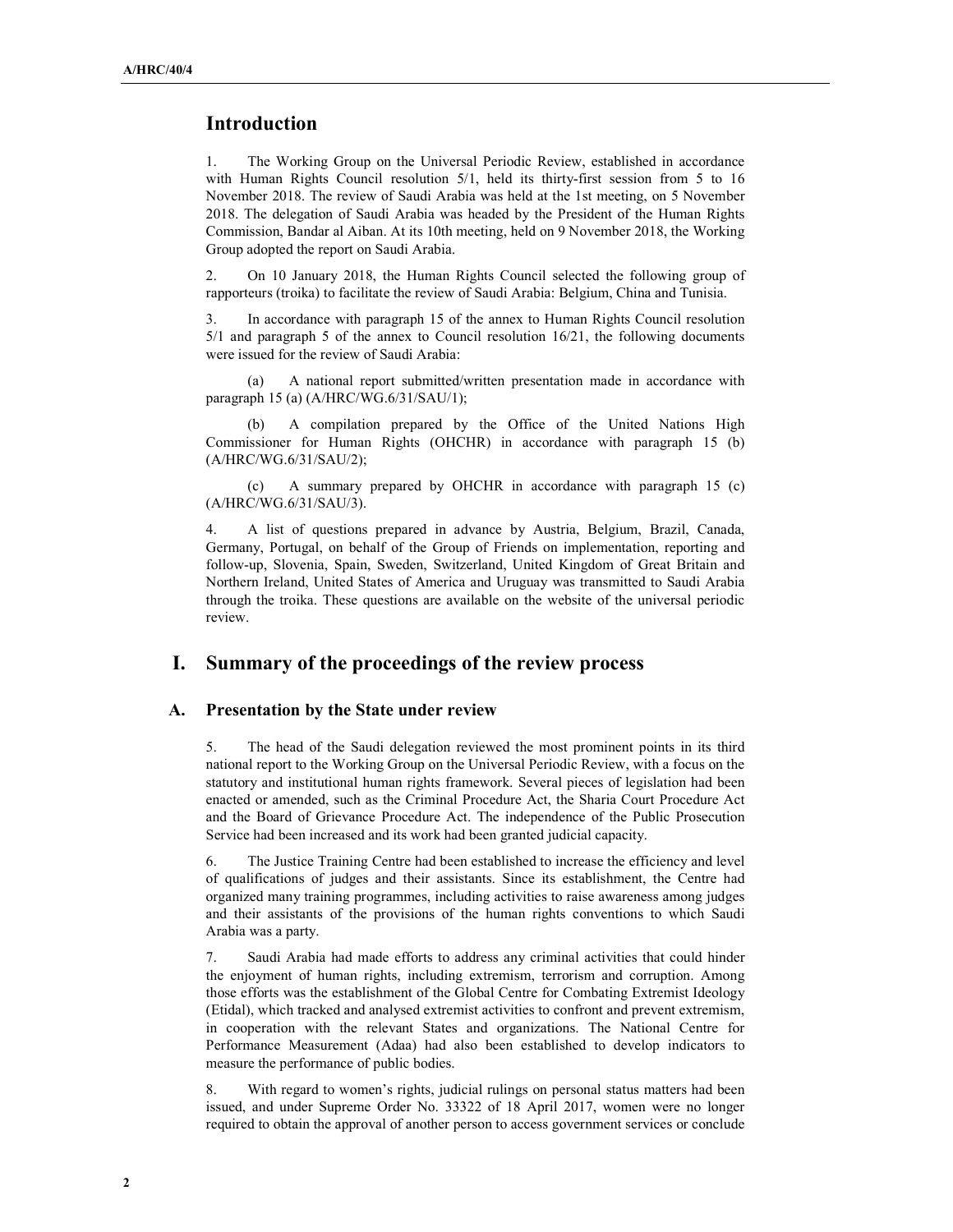## Introduction

1. The Working Group on the Universal Periodic Review, established in accordance with Human Rights Council resolution 5/1, held its thirty-first session from 5 to 16 November 2018. The review of Saudi Arabia was held at the 1st meeting, on 5 November 2018. The delegation of Saudi Arabia was headed by the President of the Human Rights Commission, Bandar al Aiban. At its 10th meeting, held on 9 November 2018, the Working Group adopted the report on Saudi Arabia.

2. On 10 January 2018, the Human Rights Council selected the following group of rapporteurs (troika) to facilitate the review of Saudi Arabia: Belgium, China and Tunisia.

3. In accordance with paragraph 15 of the annex to Human Rights Council resolution 5/1 and paragraph 5 of the annex to Council resolution 16/21, the following documents were issued for the review of Saudi Arabia:

(a) A national report submitted/written presentation made in accordance with paragraph 15 (a) (A/HRC/WG.6/31/SAU/1);

(b) A compilation prepared by the Office of the United Nations High Commissioner for Human Rights (OHCHR) in accordance with paragraph 15 (b) (A/HRC/WG.6/31/SAU/2);

(c) A summary prepared by OHCHR in accordance with paragraph 15 (c) (A/HRC/WG.6/31/SAU/3).

4. A list of questions prepared in advance by Austria, Belgium, Brazil, Canada, Germany, Portugal, on behalf of the Group of Friends on implementation, reporting and follow-up, Slovenia, Spain, Sweden, Switzerland, United Kingdom of Great Britain and Northern Ireland, United States of America and Uruguay was transmitted to Saudi Arabia through the troika. These questions are available on the website of the universal periodic review.

## I. Summary of the proceedings of the review process

### A. Presentation by the State under review

5. The head of the Saudi delegation reviewed the most prominent points in its third national report to the Working Group on the Universal Periodic Review, with a focus on the statutory and institutional human rights framework. Several pieces of legislation had been enacted or amended, such as the Criminal Procedure Act, the Sharia Court Procedure Act and the Board of Grievance Procedure Act. The independence of the Public Prosecution Service had been increased and its work had been granted judicial capacity.

6. The Justice Training Centre had been established to increase the efficiency and level of qualifications of judges and their assistants. Since its establishment, the Centre had organized many training programmes, including activities to raise awareness among judges and their assistants of the provisions of the human rights conventions to which Saudi Arabia was a party.

7. Saudi Arabia had made efforts to address any criminal activities that could hinder the enjoyment of human rights, including extremism, terrorism and corruption. Among those efforts was the establishment of the Global Centre for Combating Extremist Ideology (Etidal), which tracked and analysed extremist activities to confront and prevent extremism, in cooperation with the relevant States and organizations. The National Centre for Performance Measurement (Adaa) had also been established to develop indicators to measure the performance of public bodies.

8. With regard to women's rights, judicial rulings on personal status matters had been issued, and under Supreme Order No. 33322 of 18 April 2017, women were no longer required to obtain the approval of another person to access government services or conclude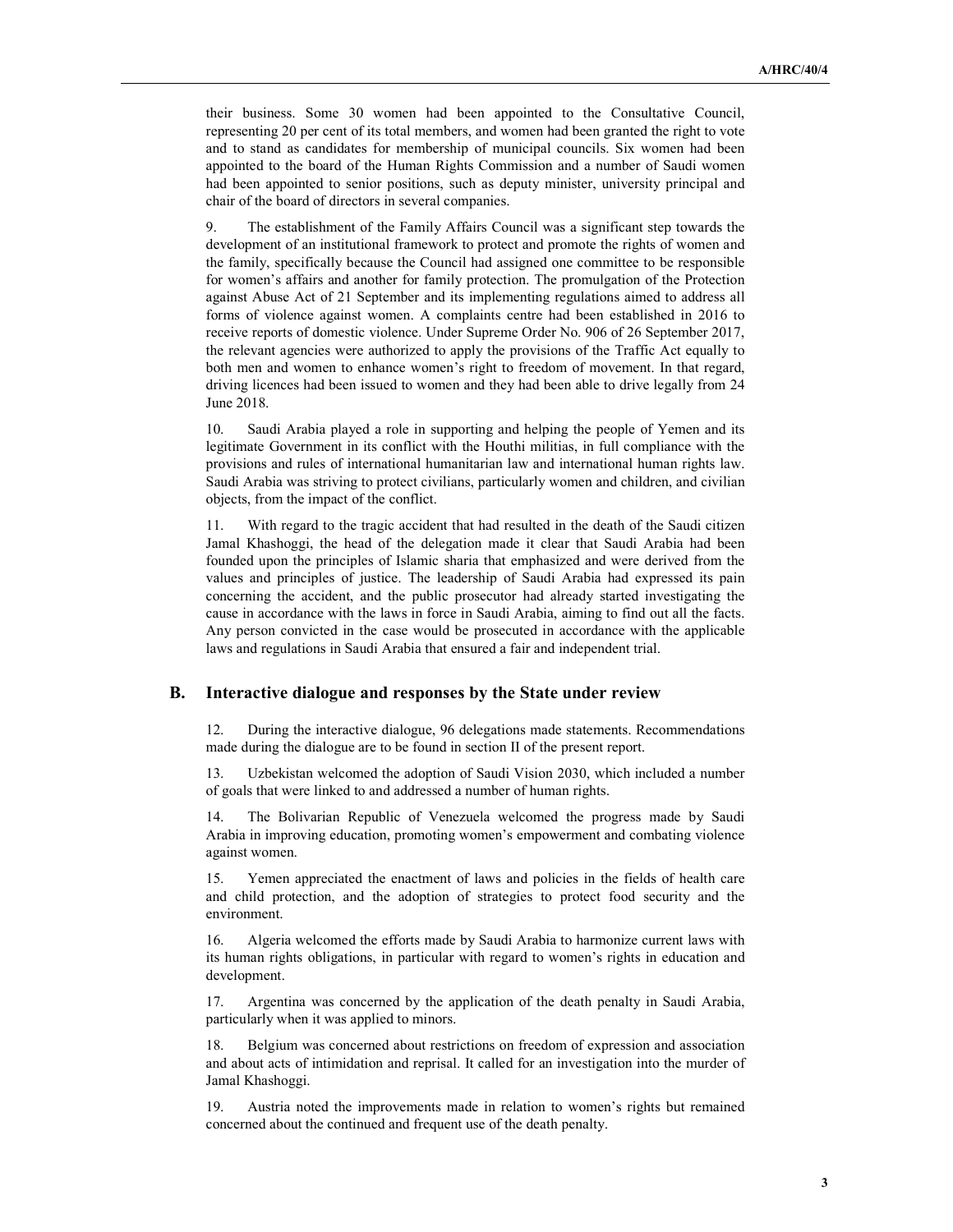their business. Some 30 women had been appointed to the Consultative Council, representing 20 per cent of its total members, and women had been granted the right to vote and to stand as candidates for membership of municipal councils. Six women had been appointed to the board of the Human Rights Commission and a number of Saudi women had been appointed to senior positions, such as deputy minister, university principal and chair of the board of directors in several companies.

9. The establishment of the Family Affairs Council was a significant step towards the development of an institutional framework to protect and promote the rights of women and the family, specifically because the Council had assigned one committee to be responsible for women's affairs and another for family protection. The promulgation of the Protection against Abuse Act of 21 September and its implementing regulations aimed to address all forms of violence against women. A complaints centre had been established in 2016 to receive reports of domestic violence. Under Supreme Order No. 906 of 26 September 2017, the relevant agencies were authorized to apply the provisions of the Traffic Act equally to both men and women to enhance women's right to freedom of movement. In that regard, driving licences had been issued to women and they had been able to drive legally from 24 June 2018.

10. Saudi Arabia played a role in supporting and helping the people of Yemen and its legitimate Government in its conflict with the Houthi militias, in full compliance with the provisions and rules of international humanitarian law and international human rights law. Saudi Arabia was striving to protect civilians, particularly women and children, and civilian objects, from the impact of the conflict.

11. With regard to the tragic accident that had resulted in the death of the Saudi citizen Jamal Khashoggi, the head of the delegation made it clear that Saudi Arabia had been founded upon the principles of Islamic sharia that emphasized and were derived from the values and principles of justice. The leadership of Saudi Arabia had expressed its pain concerning the accident, and the public prosecutor had already started investigating the cause in accordance with the laws in force in Saudi Arabia, aiming to find out all the facts. Any person convicted in the case would be prosecuted in accordance with the applicable laws and regulations in Saudi Arabia that ensured a fair and independent trial.

## B. Interactive dialogue and responses by the State under review

12. During the interactive dialogue, 96 delegations made statements. Recommendations made during the dialogue are to be found in section II of the present report.

13. Uzbekistan welcomed the adoption of Saudi Vision 2030, which included a number of goals that were linked to and addressed a number of human rights.

14. The Bolivarian Republic of Venezuela welcomed the progress made by Saudi Arabia in improving education, promoting women's empowerment and combating violence against women.

15. Yemen appreciated the enactment of laws and policies in the fields of health care and child protection, and the adoption of strategies to protect food security and the environment.

16. Algeria welcomed the efforts made by Saudi Arabia to harmonize current laws with its human rights obligations, in particular with regard to women's rights in education and development.

17. Argentina was concerned by the application of the death penalty in Saudi Arabia, particularly when it was applied to minors.

18. Belgium was concerned about restrictions on freedom of expression and association and about acts of intimidation and reprisal. It called for an investigation into the murder of Jamal Khashoggi.

19. Austria noted the improvements made in relation to women's rights but remained concerned about the continued and frequent use of the death penalty.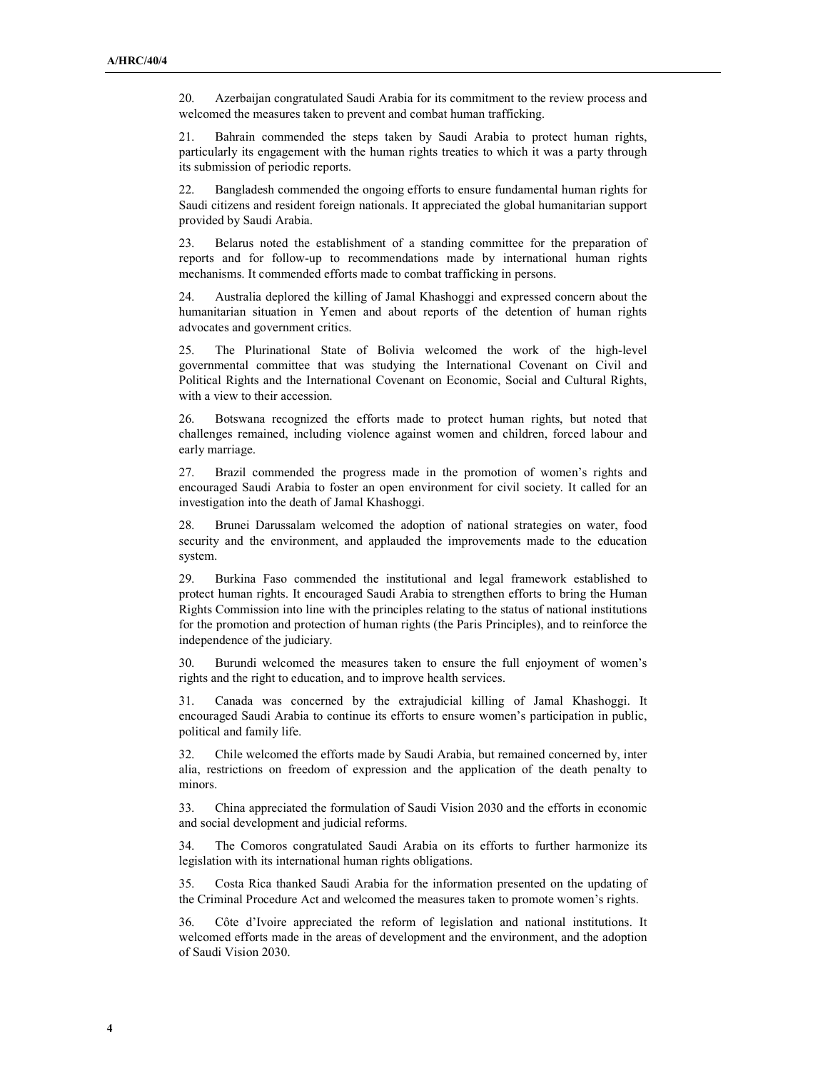20. Azerbaijan congratulated Saudi Arabia for its commitment to the review process and welcomed the measures taken to prevent and combat human trafficking.

21. Bahrain commended the steps taken by Saudi Arabia to protect human rights, particularly its engagement with the human rights treaties to which it was a party through its submission of periodic reports.

22. Bangladesh commended the ongoing efforts to ensure fundamental human rights for Saudi citizens and resident foreign nationals. It appreciated the global humanitarian support provided by Saudi Arabia.

23. Belarus noted the establishment of a standing committee for the preparation of reports and for follow-up to recommendations made by international human rights mechanisms. It commended efforts made to combat trafficking in persons.

24. Australia deplored the killing of Jamal Khashoggi and expressed concern about the humanitarian situation in Yemen and about reports of the detention of human rights advocates and government critics.

25. The Plurinational State of Bolivia welcomed the work of the high-level governmental committee that was studying the International Covenant on Civil and Political Rights and the International Covenant on Economic, Social and Cultural Rights, with a view to their accession.

26. Botswana recognized the efforts made to protect human rights, but noted that challenges remained, including violence against women and children, forced labour and early marriage.

27. Brazil commended the progress made in the promotion of women's rights and encouraged Saudi Arabia to foster an open environment for civil society. It called for an investigation into the death of Jamal Khashoggi.

28. Brunei Darussalam welcomed the adoption of national strategies on water, food security and the environment, and applauded the improvements made to the education system.

29. Burkina Faso commended the institutional and legal framework established to protect human rights. It encouraged Saudi Arabia to strengthen efforts to bring the Human Rights Commission into line with the principles relating to the status of national institutions for the promotion and protection of human rights (the Paris Principles), and to reinforce the independence of the judiciary.

30. Burundi welcomed the measures taken to ensure the full enjoyment of women's rights and the right to education, and to improve health services.

31. Canada was concerned by the extrajudicial killing of Jamal Khashoggi. It encouraged Saudi Arabia to continue its efforts to ensure women's participation in public, political and family life.

32. Chile welcomed the efforts made by Saudi Arabia, but remained concerned by, inter alia, restrictions on freedom of expression and the application of the death penalty to minors.

33. China appreciated the formulation of Saudi Vision 2030 and the efforts in economic and social development and judicial reforms.

34. The Comoros congratulated Saudi Arabia on its efforts to further harmonize its legislation with its international human rights obligations.

35. Costa Rica thanked Saudi Arabia for the information presented on the updating of the Criminal Procedure Act and welcomed the measures taken to promote women's rights.

36. Côte d'Ivoire appreciated the reform of legislation and national institutions. It welcomed efforts made in the areas of development and the environment, and the adoption of Saudi Vision 2030.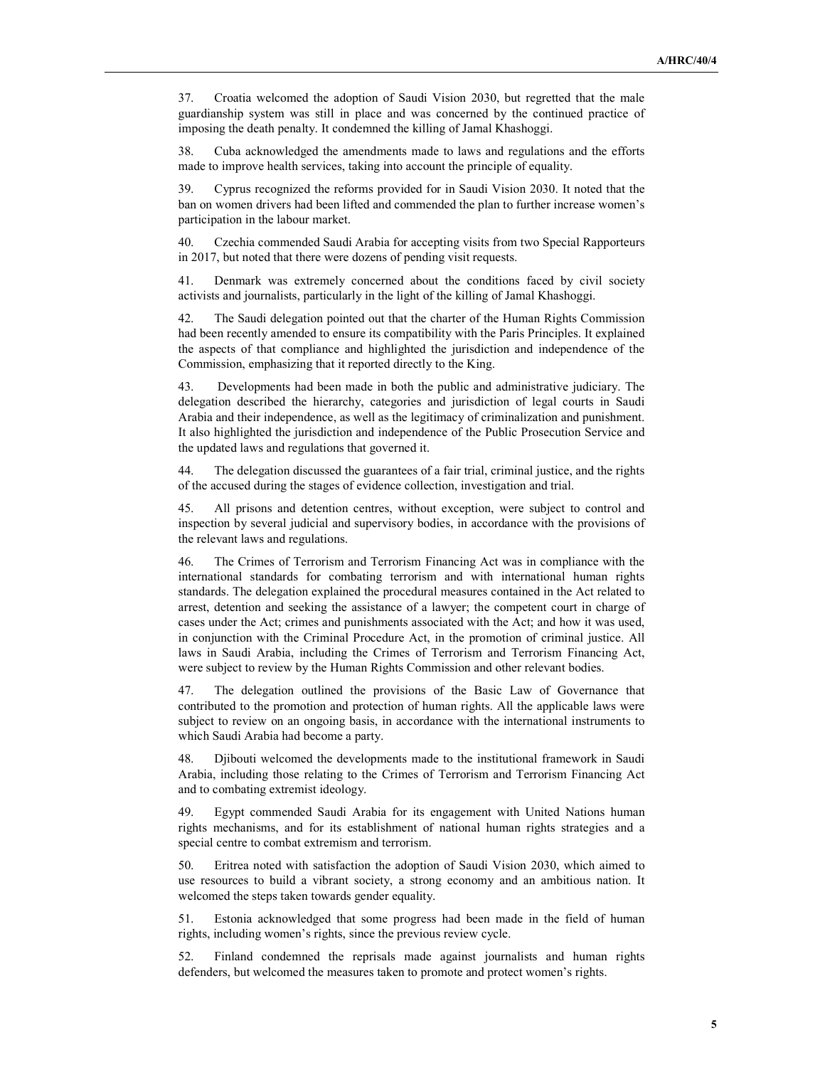37. Croatia welcomed the adoption of Saudi Vision 2030, but regretted that the male guardianship system was still in place and was concerned by the continued practice of imposing the death penalty. It condemned the killing of Jamal Khashoggi.

38. Cuba acknowledged the amendments made to laws and regulations and the efforts made to improve health services, taking into account the principle of equality.

39. Cyprus recognized the reforms provided for in Saudi Vision 2030. It noted that the ban on women drivers had been lifted and commended the plan to further increase women's participation in the labour market.

40. Czechia commended Saudi Arabia for accepting visits from two Special Rapporteurs in 2017, but noted that there were dozens of pending visit requests.

41. Denmark was extremely concerned about the conditions faced by civil society activists and journalists, particularly in the light of the killing of Jamal Khashoggi.

42. The Saudi delegation pointed out that the charter of the Human Rights Commission had been recently amended to ensure its compatibility with the Paris Principles. It explained the aspects of that compliance and highlighted the jurisdiction and independence of the Commission, emphasizing that it reported directly to the King.

43. Developments had been made in both the public and administrative judiciary. The delegation described the hierarchy, categories and jurisdiction of legal courts in Saudi Arabia and their independence, as well as the legitimacy of criminalization and punishment. It also highlighted the jurisdiction and independence of the Public Prosecution Service and the updated laws and regulations that governed it.

44. The delegation discussed the guarantees of a fair trial, criminal justice, and the rights of the accused during the stages of evidence collection, investigation and trial.

45. All prisons and detention centres, without exception, were subject to control and inspection by several judicial and supervisory bodies, in accordance with the provisions of the relevant laws and regulations.

46. The Crimes of Terrorism and Terrorism Financing Act was in compliance with the international standards for combating terrorism and with international human rights standards. The delegation explained the procedural measures contained in the Act related to arrest, detention and seeking the assistance of a lawyer; the competent court in charge of cases under the Act; crimes and punishments associated with the Act; and how it was used, in conjunction with the Criminal Procedure Act, in the promotion of criminal justice. All laws in Saudi Arabia, including the Crimes of Terrorism and Terrorism Financing Act, were subject to review by the Human Rights Commission and other relevant bodies.

47. The delegation outlined the provisions of the Basic Law of Governance that contributed to the promotion and protection of human rights. All the applicable laws were subject to review on an ongoing basis, in accordance with the international instruments to which Saudi Arabia had become a party.

48. Djibouti welcomed the developments made to the institutional framework in Saudi Arabia, including those relating to the Crimes of Terrorism and Terrorism Financing Act and to combating extremist ideology.

49. Egypt commended Saudi Arabia for its engagement with United Nations human rights mechanisms, and for its establishment of national human rights strategies and a special centre to combat extremism and terrorism.

50. Eritrea noted with satisfaction the adoption of Saudi Vision 2030, which aimed to use resources to build a vibrant society, a strong economy and an ambitious nation. It welcomed the steps taken towards gender equality.

51. Estonia acknowledged that some progress had been made in the field of human rights, including women's rights, since the previous review cycle.

52. Finland condemned the reprisals made against journalists and human rights defenders, but welcomed the measures taken to promote and protect women's rights.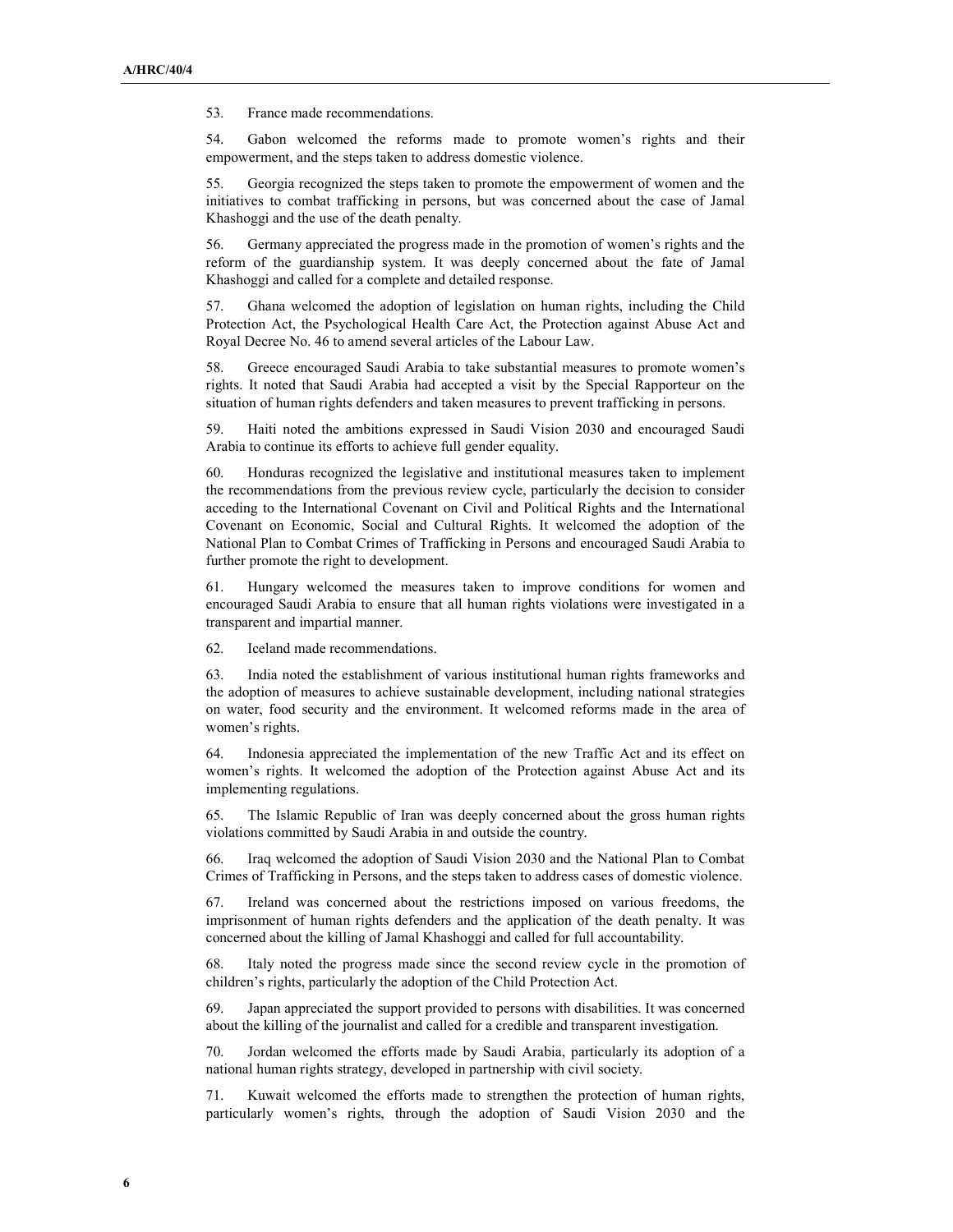53. France made recommendations.

54. Gabon welcomed the reforms made to promote women's rights and their empowerment, and the steps taken to address domestic violence.

55. Georgia recognized the steps taken to promote the empowerment of women and the initiatives to combat trafficking in persons, but was concerned about the case of Jamal Khashoggi and the use of the death penalty.

56. Germany appreciated the progress made in the promotion of women's rights and the reform of the guardianship system. It was deeply concerned about the fate of Jamal Khashoggi and called for a complete and detailed response.

57. Ghana welcomed the adoption of legislation on human rights, including the Child Protection Act, the Psychological Health Care Act, the Protection against Abuse Act and Royal Decree No. 46 to amend several articles of the Labour Law.

58. Greece encouraged Saudi Arabia to take substantial measures to promote women's rights. It noted that Saudi Arabia had accepted a visit by the Special Rapporteur on the situation of human rights defenders and taken measures to prevent trafficking in persons.

59. Haiti noted the ambitions expressed in Saudi Vision 2030 and encouraged Saudi Arabia to continue its efforts to achieve full gender equality.

60. Honduras recognized the legislative and institutional measures taken to implement the recommendations from the previous review cycle, particularly the decision to consider acceding to the International Covenant on Civil and Political Rights and the International Covenant on Economic, Social and Cultural Rights. It welcomed the adoption of the National Plan to Combat Crimes of Trafficking in Persons and encouraged Saudi Arabia to further promote the right to development.

61. Hungary welcomed the measures taken to improve conditions for women and encouraged Saudi Arabia to ensure that all human rights violations were investigated in a transparent and impartial manner.

62. Iceland made recommendations.

63. India noted the establishment of various institutional human rights frameworks and the adoption of measures to achieve sustainable development, including national strategies on water, food security and the environment. It welcomed reforms made in the area of women's rights.

64. Indonesia appreciated the implementation of the new Traffic Act and its effect on women's rights. It welcomed the adoption of the Protection against Abuse Act and its implementing regulations.

65. The Islamic Republic of Iran was deeply concerned about the gross human rights violations committed by Saudi Arabia in and outside the country.

66. Iraq welcomed the adoption of Saudi Vision 2030 and the National Plan to Combat Crimes of Trafficking in Persons, and the steps taken to address cases of domestic violence.

67. Ireland was concerned about the restrictions imposed on various freedoms, the imprisonment of human rights defenders and the application of the death penalty. It was concerned about the killing of Jamal Khashoggi and called for full accountability.

68. Italy noted the progress made since the second review cycle in the promotion of children's rights, particularly the adoption of the Child Protection Act.

69. Japan appreciated the support provided to persons with disabilities. It was concerned about the killing of the journalist and called for a credible and transparent investigation.

70. Jordan welcomed the efforts made by Saudi Arabia, particularly its adoption of a national human rights strategy, developed in partnership with civil society.

71. Kuwait welcomed the efforts made to strengthen the protection of human rights, particularly women's rights, through the adoption of Saudi Vision 2030 and the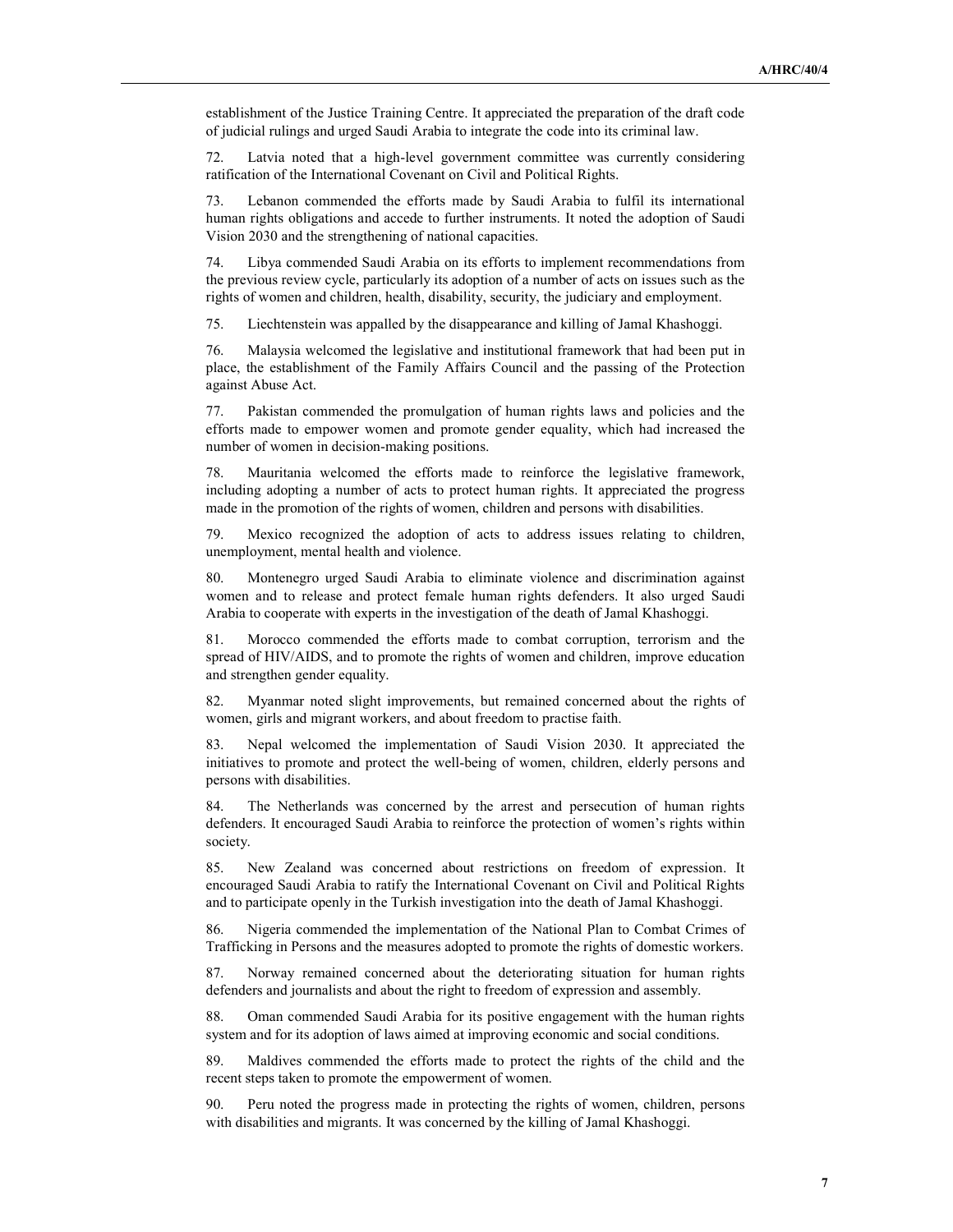establishment of the Justice Training Centre. It appreciated the preparation of the draft code of judicial rulings and urged Saudi Arabia to integrate the code into its criminal law.

72. Latvia noted that a high-level government committee was currently considering ratification of the International Covenant on Civil and Political Rights.

73. Lebanon commended the efforts made by Saudi Arabia to fulfil its international human rights obligations and accede to further instruments. It noted the adoption of Saudi Vision 2030 and the strengthening of national capacities.

74. Libya commended Saudi Arabia on its efforts to implement recommendations from the previous review cycle, particularly its adoption of a number of acts on issues such as the rights of women and children, health, disability, security, the judiciary and employment.

75. Liechtenstein was appalled by the disappearance and killing of Jamal Khashoggi.

76. Malaysia welcomed the legislative and institutional framework that had been put in place, the establishment of the Family Affairs Council and the passing of the Protection against Abuse Act.

77. Pakistan commended the promulgation of human rights laws and policies and the efforts made to empower women and promote gender equality, which had increased the number of women in decision-making positions.

78. Mauritania welcomed the efforts made to reinforce the legislative framework, including adopting a number of acts to protect human rights. It appreciated the progress made in the promotion of the rights of women, children and persons with disabilities.

79. Mexico recognized the adoption of acts to address issues relating to children, unemployment, mental health and violence.

80. Montenegro urged Saudi Arabia to eliminate violence and discrimination against women and to release and protect female human rights defenders. It also urged Saudi Arabia to cooperate with experts in the investigation of the death of Jamal Khashoggi.

81. Morocco commended the efforts made to combat corruption, terrorism and the spread of HIV/AIDS, and to promote the rights of women and children, improve education and strengthen gender equality.

82. Myanmar noted slight improvements, but remained concerned about the rights of women, girls and migrant workers, and about freedom to practise faith.

83. Nepal welcomed the implementation of Saudi Vision 2030. It appreciated the initiatives to promote and protect the well-being of women, children, elderly persons and persons with disabilities.

84. The Netherlands was concerned by the arrest and persecution of human rights defenders. It encouraged Saudi Arabia to reinforce the protection of women's rights within society.

85. New Zealand was concerned about restrictions on freedom of expression. It encouraged Saudi Arabia to ratify the International Covenant on Civil and Political Rights and to participate openly in the Turkish investigation into the death of Jamal Khashoggi.

86. Nigeria commended the implementation of the National Plan to Combat Crimes of Trafficking in Persons and the measures adopted to promote the rights of domestic workers.

87. Norway remained concerned about the deteriorating situation for human rights defenders and journalists and about the right to freedom of expression and assembly.

88. Oman commended Saudi Arabia for its positive engagement with the human rights system and for its adoption of laws aimed at improving economic and social conditions.

89. Maldives commended the efforts made to protect the rights of the child and the recent steps taken to promote the empowerment of women.

90. Peru noted the progress made in protecting the rights of women, children, persons with disabilities and migrants. It was concerned by the killing of Jamal Khashoggi.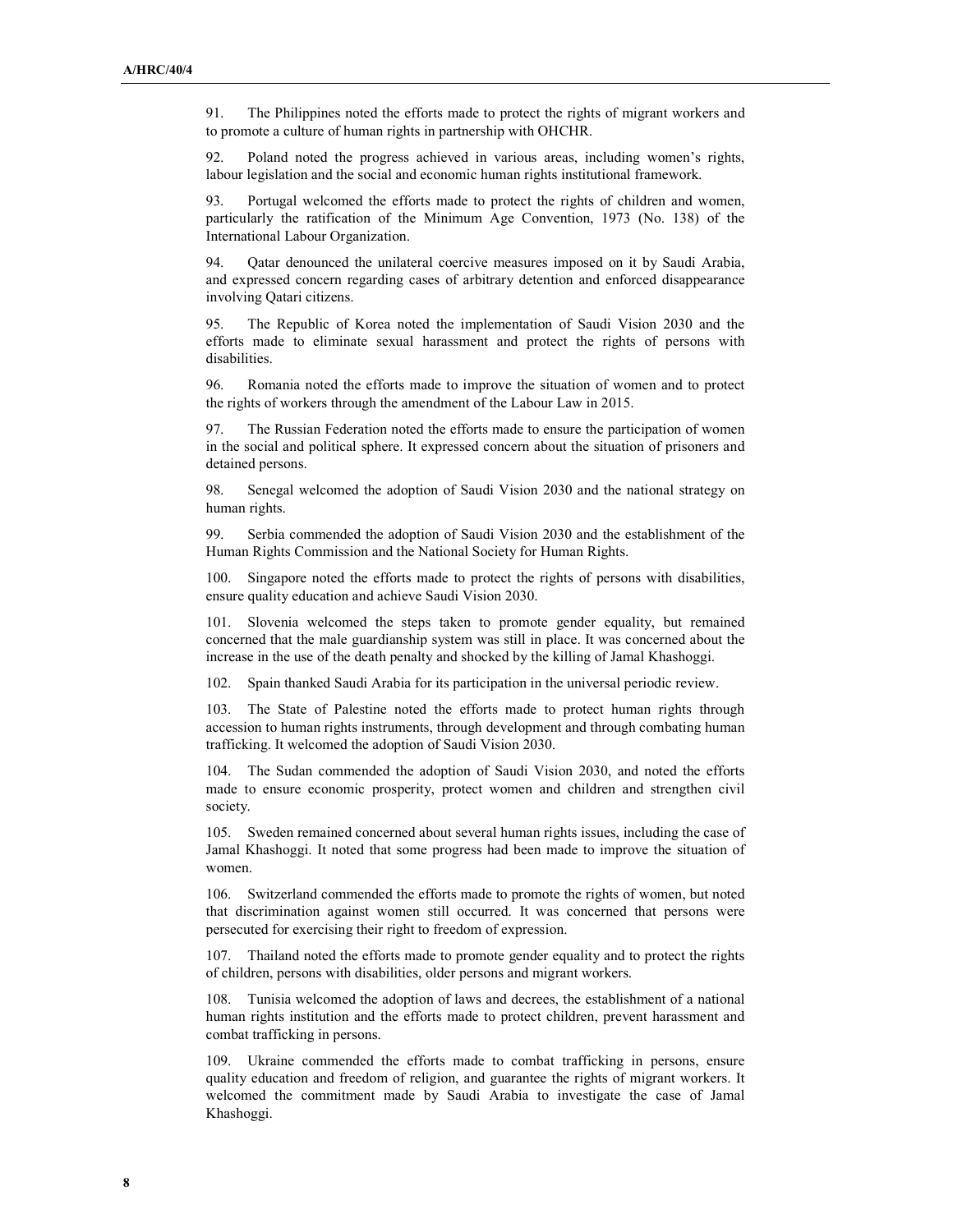91. The Philippines noted the efforts made to protect the rights of migrant workers and to promote a culture of human rights in partnership with OHCHR.

92. Poland noted the progress achieved in various areas, including women's rights, labour legislation and the social and economic human rights institutional framework.

93. Portugal welcomed the efforts made to protect the rights of children and women, particularly the ratification of the Minimum Age Convention, 1973 (No. 138) of the International Labour Organization.

94. Qatar denounced the unilateral coercive measures imposed on it by Saudi Arabia, and expressed concern regarding cases of arbitrary detention and enforced disappearance involving Qatari citizens.

95. The Republic of Korea noted the implementation of Saudi Vision 2030 and the efforts made to eliminate sexual harassment and protect the rights of persons with disabilities.

96. Romania noted the efforts made to improve the situation of women and to protect the rights of workers through the amendment of the Labour Law in 2015.

97. The Russian Federation noted the efforts made to ensure the participation of women in the social and political sphere. It expressed concern about the situation of prisoners and detained persons.

98. Senegal welcomed the adoption of Saudi Vision 2030 and the national strategy on human rights.

99. Serbia commended the adoption of Saudi Vision 2030 and the establishment of the Human Rights Commission and the National Society for Human Rights.

100. Singapore noted the efforts made to protect the rights of persons with disabilities, ensure quality education and achieve Saudi Vision 2030.

101. Slovenia welcomed the steps taken to promote gender equality, but remained concerned that the male guardianship system was still in place. It was concerned about the increase in the use of the death penalty and shocked by the killing of Jamal Khashoggi.

102. Spain thanked Saudi Arabia for its participation in the universal periodic review.

103. The State of Palestine noted the efforts made to protect human rights through accession to human rights instruments, through development and through combating human trafficking. It welcomed the adoption of Saudi Vision 2030.

104. The Sudan commended the adoption of Saudi Vision 2030, and noted the efforts made to ensure economic prosperity, protect women and children and strengthen civil society.

105. Sweden remained concerned about several human rights issues, including the case of Jamal Khashoggi. It noted that some progress had been made to improve the situation of women.

106. Switzerland commended the efforts made to promote the rights of women, but noted that discrimination against women still occurred. It was concerned that persons were persecuted for exercising their right to freedom of expression.

107. Thailand noted the efforts made to promote gender equality and to protect the rights of children, persons with disabilities, older persons and migrant workers.

108. Tunisia welcomed the adoption of laws and decrees, the establishment of a national human rights institution and the efforts made to protect children, prevent harassment and combat trafficking in persons.

109. Ukraine commended the efforts made to combat trafficking in persons, ensure quality education and freedom of religion, and guarantee the rights of migrant workers. It welcomed the commitment made by Saudi Arabia to investigate the case of Jamal Khashoggi.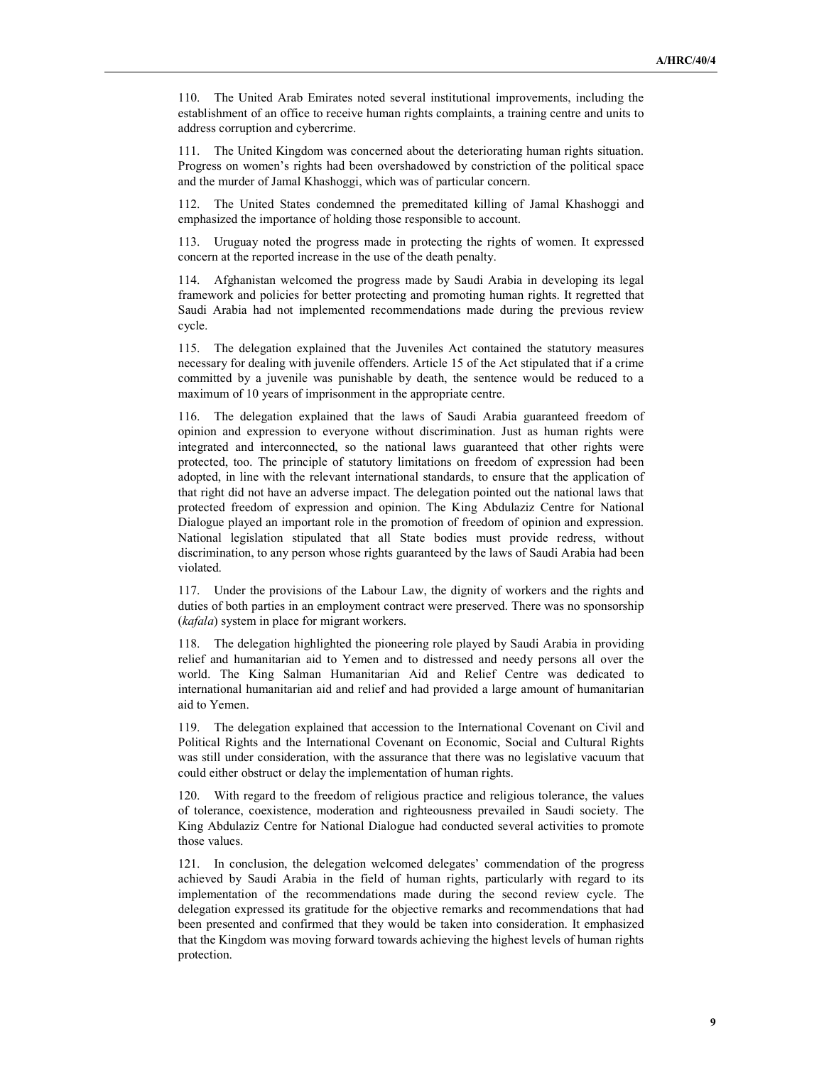110. The United Arab Emirates noted several institutional improvements, including the establishment of an office to receive human rights complaints, a training centre and units to address corruption and cybercrime.

111. The United Kingdom was concerned about the deteriorating human rights situation. Progress on women's rights had been overshadowed by constriction of the political space and the murder of Jamal Khashoggi, which was of particular concern.

112. The United States condemned the premeditated killing of Jamal Khashoggi and emphasized the importance of holding those responsible to account.

113. Uruguay noted the progress made in protecting the rights of women. It expressed concern at the reported increase in the use of the death penalty.

114. Afghanistan welcomed the progress made by Saudi Arabia in developing its legal framework and policies for better protecting and promoting human rights. It regretted that Saudi Arabia had not implemented recommendations made during the previous review cycle.

115. The delegation explained that the Juveniles Act contained the statutory measures necessary for dealing with juvenile offenders. Article 15 of the Act stipulated that if a crime committed by a juvenile was punishable by death, the sentence would be reduced to a maximum of 10 years of imprisonment in the appropriate centre.

116. The delegation explained that the laws of Saudi Arabia guaranteed freedom of opinion and expression to everyone without discrimination. Just as human rights were integrated and interconnected, so the national laws guaranteed that other rights were protected, too. The principle of statutory limitations on freedom of expression had been adopted, in line with the relevant international standards, to ensure that the application of that right did not have an adverse impact. The delegation pointed out the national laws that protected freedom of expression and opinion. The King Abdulaziz Centre for National Dialogue played an important role in the promotion of freedom of opinion and expression. National legislation stipulated that all State bodies must provide redress, without discrimination, to any person whose rights guaranteed by the laws of Saudi Arabia had been violated.

117. Under the provisions of the Labour Law, the dignity of workers and the rights and duties of both parties in an employment contract were preserved. There was no sponsorship (*kafala*) system in place for migrant workers.

118. The delegation highlighted the pioneering role played by Saudi Arabia in providing relief and humanitarian aid to Yemen and to distressed and needy persons all over the world. The King Salman Humanitarian Aid and Relief Centre was dedicated to international humanitarian aid and relief and had provided a large amount of humanitarian aid to Yemen.

119. The delegation explained that accession to the International Covenant on Civil and Political Rights and the International Covenant on Economic, Social and Cultural Rights was still under consideration, with the assurance that there was no legislative vacuum that could either obstruct or delay the implementation of human rights.

120. With regard to the freedom of religious practice and religious tolerance, the values of tolerance, coexistence, moderation and righteousness prevailed in Saudi society. The King Abdulaziz Centre for National Dialogue had conducted several activities to promote those values.

121. In conclusion, the delegation welcomed delegates' commendation of the progress achieved by Saudi Arabia in the field of human rights, particularly with regard to its implementation of the recommendations made during the second review cycle. The delegation expressed its gratitude for the objective remarks and recommendations that had been presented and confirmed that they would be taken into consideration. It emphasized that the Kingdom was moving forward towards achieving the highest levels of human rights protection.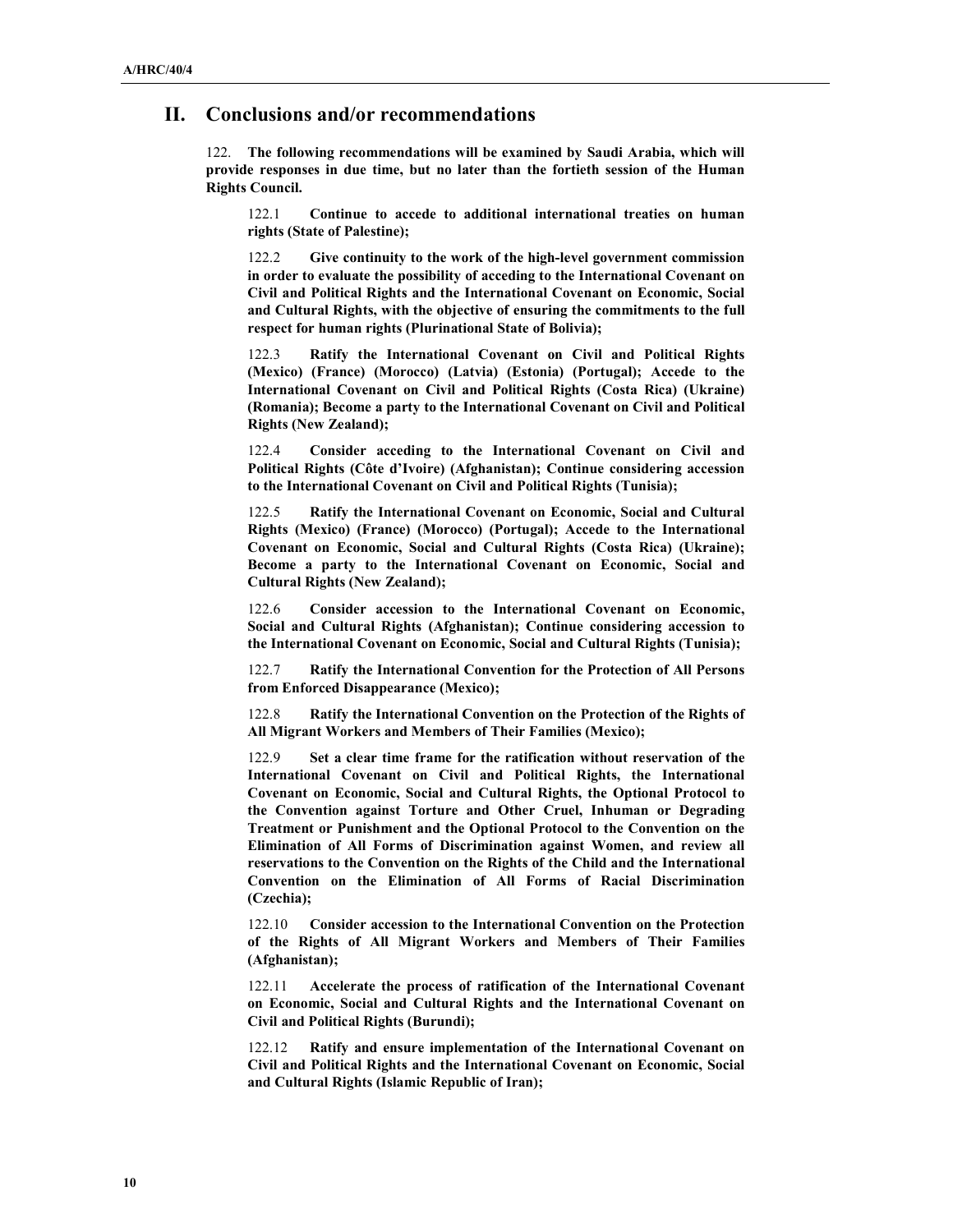## II. Conclusions and/or recommendations

122. **The following recommendations will be examined by Saudi Arabia, which will provide responses in due time, but no later than the fortieth session of the Human Rights Council.**

122.1 **Continue to accede to additional international treaties on human rights (State of Palestine);**

122.2 **Give continuity to the work of the high-level government commission in order to evaluate the possibility of acceding to the International Covenant on Civil and Political Rights and the International Covenant on Economic, Social and Cultural Rights, with the objective of ensuring the commitments to the full respect for human rights (Plurinational State of Bolivia);**

122.3 **Ratify the International Covenant on Civil and Political Rights (Mexico) (France) (Morocco) (Latvia) (Estonia) (Portugal); Accede to the International Covenant on Civil and Political Rights (Costa Rica) (Ukraine) (Romania); Become a party to the International Covenant on Civil and Political Rights (New Zealand);**

122.4 **Consider acceding to the International Covenant on Civil and Political Rights (Côte d'Ivoire) (Afghanistan); Continue considering accession to the International Covenant on Civil and Political Rights (Tunisia);**

122.5 **Ratify the International Covenant on Economic, Social and Cultural Rights (Mexico) (France) (Morocco) (Portugal); Accede to the International Covenant on Economic, Social and Cultural Rights (Costa Rica) (Ukraine); Become a party to the International Covenant on Economic, Social and Cultural Rights (New Zealand);**

122.6 **Consider accession to the International Covenant on Economic, Social and Cultural Rights (Afghanistan); Continue considering accession to the International Covenant on Economic, Social and Cultural Rights (Tunisia);**

122.7 **Ratify the International Convention for the Protection of All Persons from Enforced Disappearance (Mexico);**

122.8 **Ratify the International Convention on the Protection of the Rights of All Migrant Workers and Members of Their Families (Mexico);**

122.9 **Set a clear time frame for the ratification without reservation of the International Covenant on Civil and Political Rights, the International Covenant on Economic, Social and Cultural Rights, the Optional Protocol to the Convention against Torture and Other Cruel, Inhuman or Degrading Treatment or Punishment and the Optional Protocol to the Convention on the Elimination of All Forms of Discrimination against Women, and review all reservations to the Convention on the Rights of the Child and the International Convention on the Elimination of All Forms of Racial Discrimination (Czechia);**

122.10 **Consider accession to the International Convention on the Protection of the Rights of All Migrant Workers and Members of Their Families (Afghanistan);**

122.11 **Accelerate the process of ratification of the International Covenant on Economic, Social and Cultural Rights and the International Covenant on Civil and Political Rights (Burundi);**

122.12 **Ratify and ensure implementation of the International Covenant on Civil and Political Rights and the International Covenant on Economic, Social and Cultural Rights (Islamic Republic of Iran);**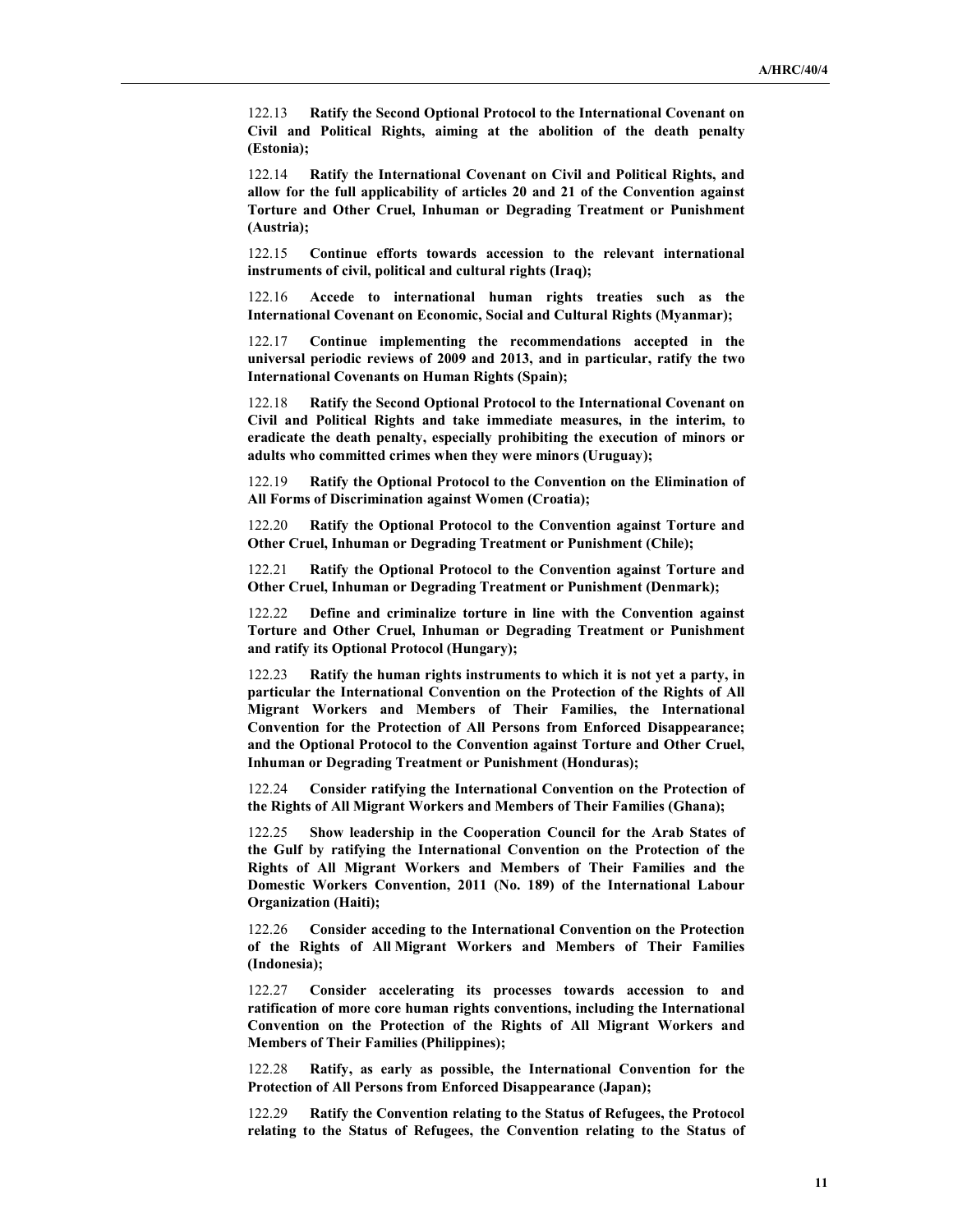122.13 **Ratify the Second Optional Protocol to the International Covenant on Civil and Political Rights, aiming at the abolition of the death penalty (Estonia);**

122.14 **Ratify the International Covenant on Civil and Political Rights, and allow for the full applicability of articles 20 and 21 of the Convention against Torture and Other Cruel, Inhuman or Degrading Treatment or Punishment (Austria);**

122.15 **Continue efforts towards accession to the relevant international instruments of civil, political and cultural rights (Iraq);**

122.16 **Accede to international human rights treaties such as the International Covenant on Economic, Social and Cultural Rights (Myanmar);**

122.17 **Continue implementing the recommendations accepted in the universal periodic reviews of 2009 and 2013, and in particular, ratify the two International Covenants on Human Rights (Spain);**

122.18 **Ratify the Second Optional Protocol to the International Covenant on Civil and Political Rights and take immediate measures, in the interim, to eradicate the death penalty, especially prohibiting the execution of minors or adults who committed crimes when they were minors (Uruguay);**

122.19 **Ratify the Optional Protocol to the Convention on the Elimination of All Forms of Discrimination against Women (Croatia);**

122.20 **Ratify the Optional Protocol to the Convention against Torture and Other Cruel, Inhuman or Degrading Treatment or Punishment (Chile);**

122.21 **Ratify the Optional Protocol to the Convention against Torture and Other Cruel, Inhuman or Degrading Treatment or Punishment (Denmark);**

122.22 **Define and criminalize torture in line with the Convention against Torture and Other Cruel, Inhuman or Degrading Treatment or Punishment and ratify its Optional Protocol (Hungary);**

122.23 **Ratify the human rights instruments to which it is not yet a party, in particular the International Convention on the Protection of the Rights of All Migrant Workers and Members of Their Families, the International Convention for the Protection of All Persons from Enforced Disappearance; and the Optional Protocol to the Convention against Torture and Other Cruel, Inhuman or Degrading Treatment or Punishment (Honduras);**

122.24 **Consider ratifying the International Convention on the Protection of the Rights of All Migrant Workers and Members of Their Families (Ghana);**

122.25 **Show leadership in the Cooperation Council for the Arab States of the Gulf by ratifying the International Convention on the Protection of the Rights of All Migrant Workers and Members of Their Families and the Domestic Workers Convention, 2011 (No. 189) of the International Labour Organization (Haiti);**

122.26 **Consider acceding to the International Convention on the Protection of the Rights of All Migrant Workers and Members of Their Families (Indonesia);**

122.27 **Consider accelerating its processes towards accession to and ratification of more core human rights conventions, including the International Convention on the Protection of the Rights of All Migrant Workers and Members of Their Families (Philippines);**

122.28 **Ratify, as early as possible, the International Convention for the Protection of All Persons from Enforced Disappearance (Japan);**

122.29 **Ratify the Convention relating to the Status of Refugees, the Protocol relating to the Status of Refugees, the Convention relating to the Status of**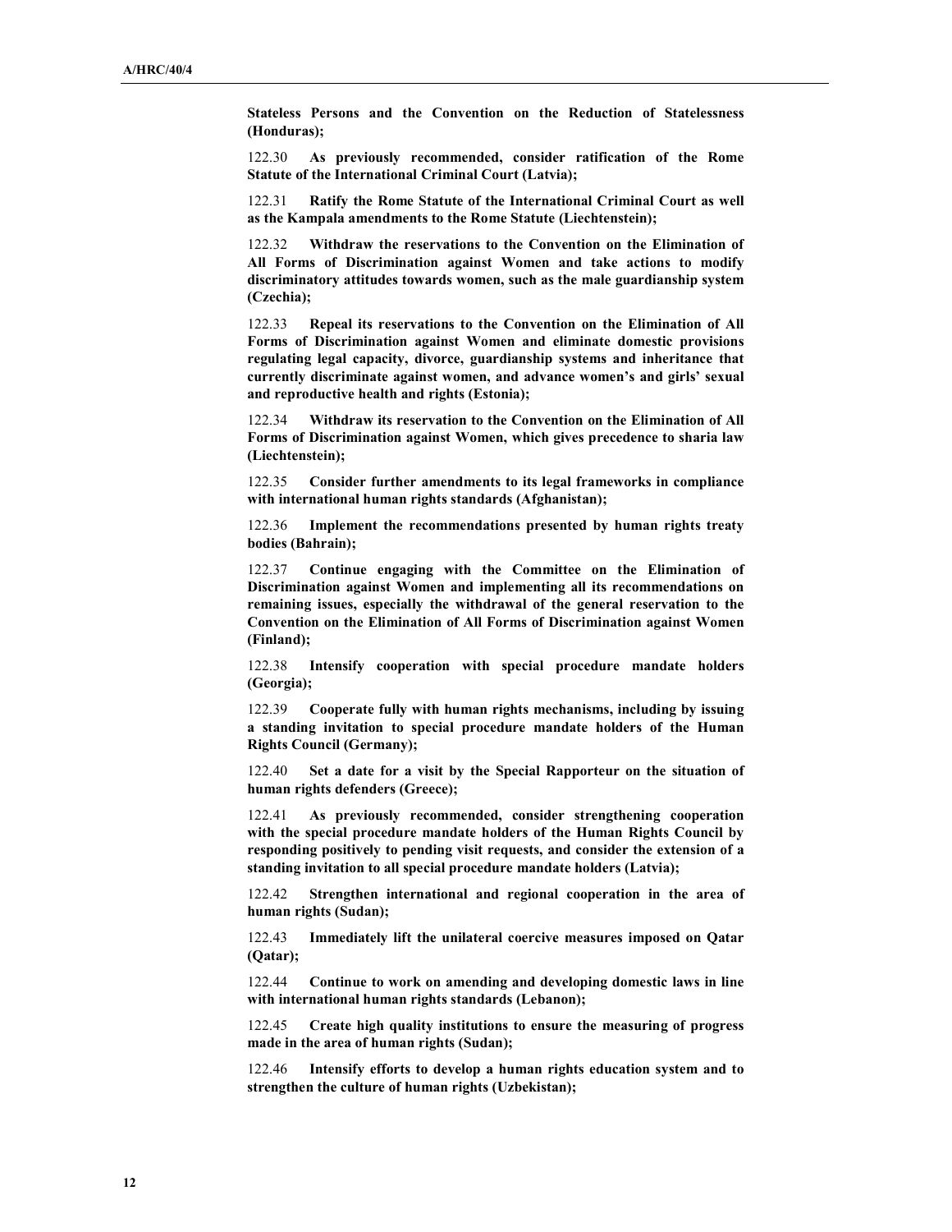**Stateless Persons and the Convention on the Reduction of Statelessness (Honduras);**

122.30 **As previously recommended, consider ratification of the Rome Statute of the International Criminal Court (Latvia);**

122.31 **Ratify the Rome Statute of the International Criminal Court as well as the Kampala amendments to the Rome Statute (Liechtenstein);**

122.32 **Withdraw the reservations to the Convention on the Elimination of All Forms of Discrimination against Women and take actions to modify discriminatory attitudes towards women, such as the male guardianship system (Czechia);**

122.33 **Repeal its reservations to the Convention on the Elimination of All Forms of Discrimination against Women and eliminate domestic provisions regulating legal capacity, divorce, guardianship systems and inheritance that currently discriminate against women, and advance women's and girls' sexual and reproductive health and rights (Estonia);**

122.34 **Withdraw its reservation to the Convention on the Elimination of All Forms of Discrimination against Women, which gives precedence to sharia law (Liechtenstein);**

122.35 **Consider further amendments to its legal frameworks in compliance with international human rights standards (Afghanistan);**

122.36 **Implement the recommendations presented by human rights treaty bodies (Bahrain);**

122.37 **Continue engaging with the Committee on the Elimination of Discrimination against Women and implementing all its recommendations on remaining issues, especially the withdrawal of the general reservation to the Convention on the Elimination of All Forms of Discrimination against Women (Finland);**

122.38 **Intensify cooperation with special procedure mandate holders (Georgia);**

122.39 **Cooperate fully with human rights mechanisms, including by issuing a standing invitation to special procedure mandate holders of the Human Rights Council (Germany);**

122.40 **Set a date for a visit by the Special Rapporteur on the situation of human rights defenders (Greece);**

122.41 **As previously recommended, consider strengthening cooperation with the special procedure mandate holders of the Human Rights Council by responding positively to pending visit requests, and consider the extension of a standing invitation to all special procedure mandate holders (Latvia);**

122.42 **Strengthen international and regional cooperation in the area of human rights (Sudan);**

122.43 **Immediately lift the unilateral coercive measures imposed on Qatar (Qatar);**

122.44 **Continue to work on amending and developing domestic laws in line with international human rights standards (Lebanon);**

122.45 **Create high quality institutions to ensure the measuring of progress made in the area of human rights (Sudan);**

122.46 **Intensify efforts to develop a human rights education system and to strengthen the culture of human rights (Uzbekistan);**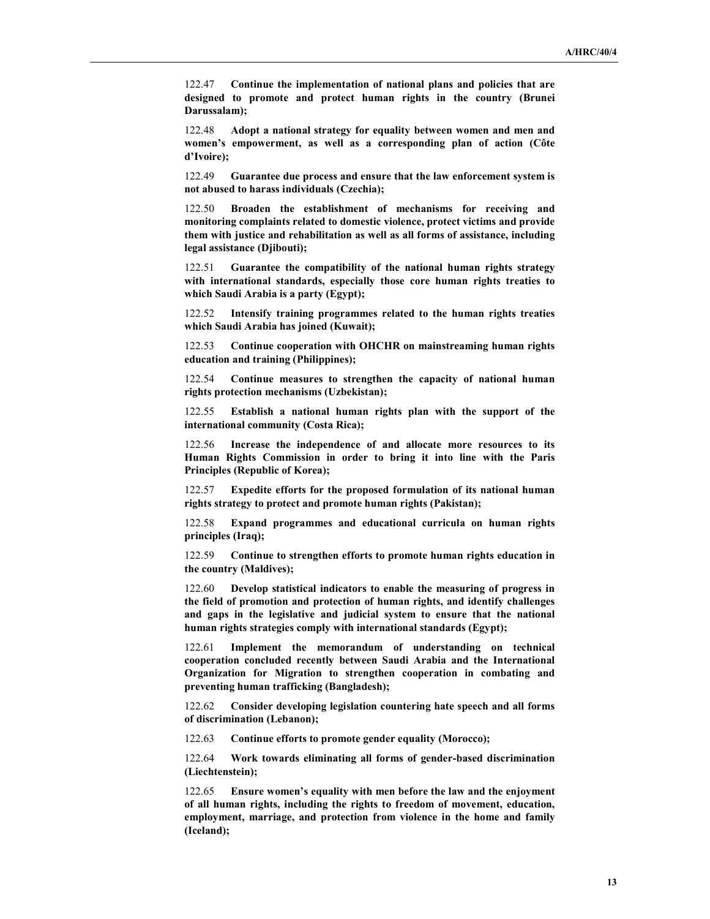122.47 **Continue the implementation of national plans and policies that are designed to promote and protect human rights in the country (Brunei Darussalam);**

122.48 **Adopt a national strategy for equality between women and men and women's empowerment, as well as a corresponding plan of action (Côte d'Ivoire);**

122.49 **Guarantee due process and ensure that the law enforcement system is not abused to harass individuals (Czechia);**

122.50 **Broaden the establishment of mechanisms for receiving and monitoring complaints related to domestic violence, protect victims and provide them with justice and rehabilitation as well as all forms of assistance, including legal assistance (Djibouti);**

122.51 **Guarantee the compatibility of the national human rights strategy with international standards, especially those core human rights treaties to which Saudi Arabia is a party (Egypt);**

122.52 **Intensify training programmes related to the human rights treaties which Saudi Arabia has joined (Kuwait);**

122.53 **Continue cooperation with OHCHR on mainstreaming human rights education and training (Philippines);**

122.54 **Continue measures to strengthen the capacity of national human rights protection mechanisms (Uzbekistan);**

122.55 **Establish a national human rights plan with the support of the international community (Costa Rica);**

122.56 **Increase the independence of and allocate more resources to its Human Rights Commission in order to bring it into line with the Paris Principles (Republic of Korea);**

122.57 **Expedite efforts for the proposed formulation of its national human rights strategy to protect and promote human rights (Pakistan);**

122.58 **Expand programmes and educational curricula on human rights principles (Iraq);**

122.59 **Continue to strengthen efforts to promote human rights education in the country (Maldives);**

122.60 **Develop statistical indicators to enable the measuring of progress in the field of promotion and protection of human rights, and identify challenges and gaps in the legislative and judicial system to ensure that the national human rights strategies comply with international standards (Egypt);**

122.61 **Implement the memorandum of understanding on technical cooperation concluded recently between Saudi Arabia and the International Organization for Migration to strengthen cooperation in combating and preventing human trafficking (Bangladesh);**

122.62 **Consider developing legislation countering hate speech and all forms of discrimination (Lebanon);**

122.63 **Continue efforts to promote gender equality (Morocco);**

122.64 **Work towards eliminating all forms of gender-based discrimination (Liechtenstein);**

122.65 **Ensure women's equality with men before the law and the enjoyment of all human rights, including the rights to freedom of movement, education, employment, marriage, and protection from violence in the home and family (Iceland);**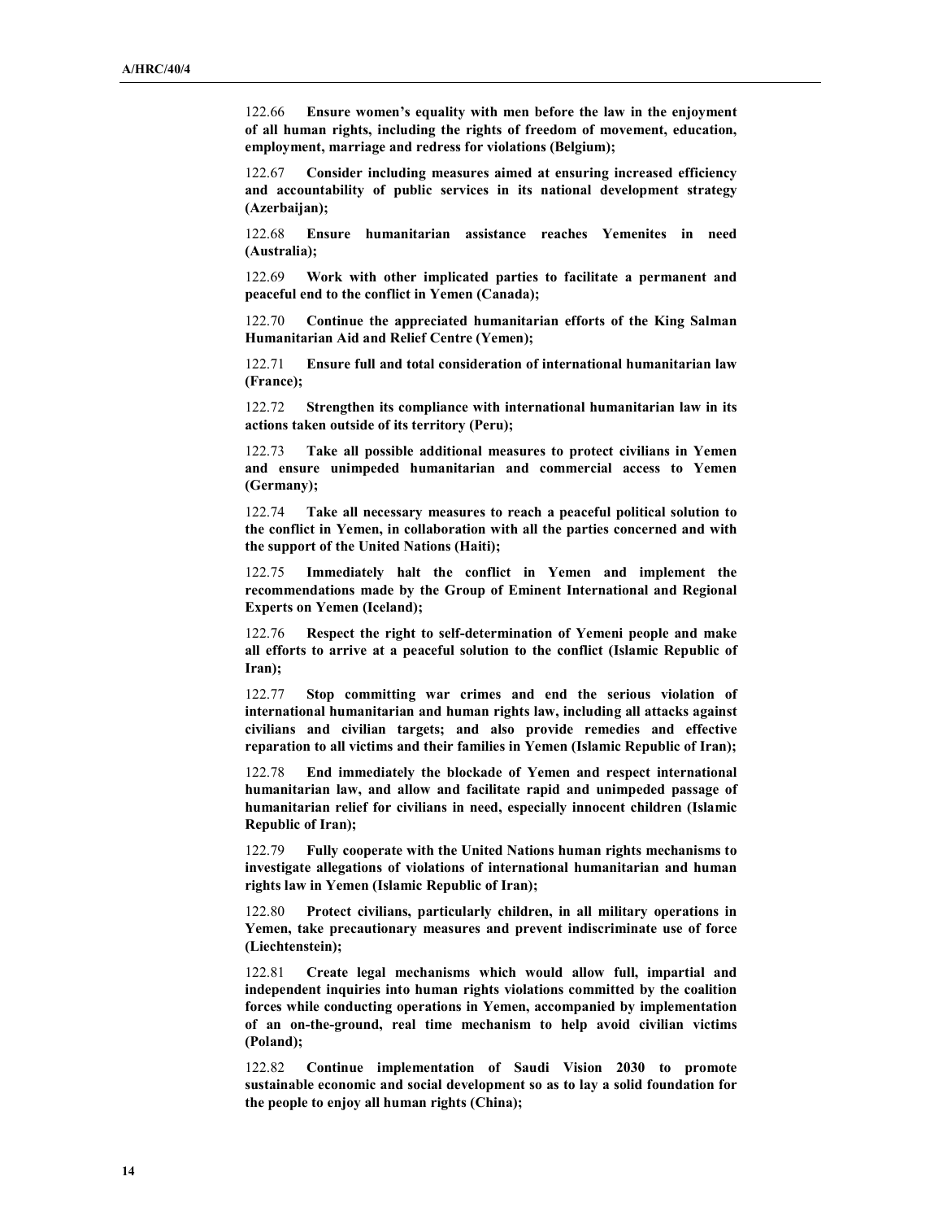122.66 **Ensure women's equality with men before the law in the enjoyment of all human rights, including the rights of freedom of movement, education, employment, marriage and redress for violations (Belgium);**

122.67 **Consider including measures aimed at ensuring increased efficiency and accountability of public services in its national development strategy (Azerbaijan);**

122.68 **Ensure humanitarian assistance reaches Yemenites in need (Australia);**

122.69 **Work with other implicated parties to facilitate a permanent and peaceful end to the conflict in Yemen (Canada);**

122.70 **Continue the appreciated humanitarian efforts of the King Salman Humanitarian Aid and Relief Centre (Yemen);**

122.71 **Ensure full and total consideration of international humanitarian law (France);**

122.72 **Strengthen its compliance with international humanitarian law in its actions taken outside of its territory (Peru);**

122.73 **Take all possible additional measures to protect civilians in Yemen and ensure unimpeded humanitarian and commercial access to Yemen (Germany);**

122.74 **Take all necessary measures to reach a peaceful political solution to the conflict in Yemen, in collaboration with all the parties concerned and with the support of the United Nations (Haiti);**

122.75 **Immediately halt the conflict in Yemen and implement the recommendations made by the Group of Eminent International and Regional Experts on Yemen (Iceland);**

122.76 **Respect the right to self-determination of Yemeni people and make all efforts to arrive at a peaceful solution to the conflict (Islamic Republic of Iran);**

122.77 **Stop committing war crimes and end the serious violation of international humanitarian and human rights law, including all attacks against civilians and civilian targets; and also provide remedies and effective reparation to all victims and their families in Yemen (Islamic Republic of Iran);**

122.78 **End immediately the blockade of Yemen and respect international humanitarian law, and allow and facilitate rapid and unimpeded passage of humanitarian relief for civilians in need, especially innocent children (Islamic Republic of Iran);**

122.79 **Fully cooperate with the United Nations human rights mechanisms to investigate allegations of violations of international humanitarian and human rights law in Yemen (Islamic Republic of Iran);**

122.80 **Protect civilians, particularly children, in all military operations in Yemen, take precautionary measures and prevent indiscriminate use of force (Liechtenstein);**

122.81 **Create legal mechanisms which would allow full, impartial and independent inquiries into human rights violations committed by the coalition forces while conducting operations in Yemen, accompanied by implementation of an on-the-ground, real time mechanism to help avoid civilian victims (Poland);**

122.82 **Continue implementation of Saudi Vision 2030 to promote sustainable economic and social development so as to lay a solid foundation for the people to enjoy all human rights (China);**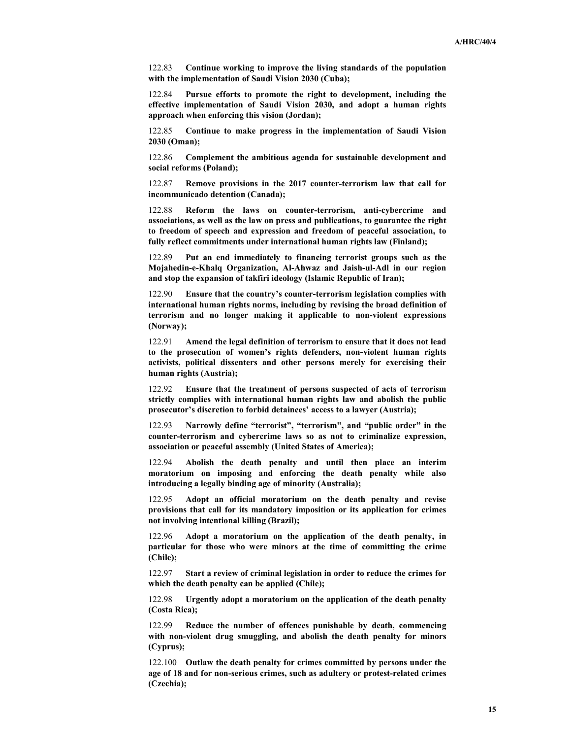122.83 **Continue working to improve the living standards of the population with the implementation of Saudi Vision 2030 (Cuba);**

122.84 **Pursue efforts to promote the right to development, including the effective implementation of Saudi Vision 2030, and adopt a human rights approach when enforcing this vision (Jordan);**

122.85 **Continue to make progress in the implementation of Saudi Vision 2030 (Oman);**

122.86 **Complement the ambitious agenda for sustainable development and social reforms (Poland);**

122.87 **Remove provisions in the 2017 counter-terrorism law that call for incommunicado detention (Canada);**

122.88 **Reform the laws on counter-terrorism, anti-cybercrime and associations, as well as the law on press and publications, to guarantee the right to freedom of speech and expression and freedom of peaceful association, to fully reflect commitments under international human rights law (Finland);**

122.89 **Put an end immediately to financing terrorist groups such as the Mojahedin-e-Khalq Organization, Al-Ahwaz and Jaish-ul-Adl in our region and stop the expansion of takfiri ideology (Islamic Republic of Iran);**

122.90 **Ensure that the country's counter-terrorism legislation complies with international human rights norms, including by revising the broad definition of terrorism and no longer making it applicable to non-violent expressions (Norway);**

122.91 **Amend the legal definition of terrorism to ensure that it does not lead to the prosecution of women's rights defenders, non-violent human rights activists, political dissenters and other persons merely for exercising their human rights (Austria);**

122.92 **Ensure that the treatment of persons suspected of acts of terrorism strictly complies with international human rights law and abolish the public prosecutor's discretion to forbid detainees' access to a lawyer (Austria);**

122.93 **Narrowly define "terrorist", "terrorism", and "public order" in the counter-terrorism and cybercrime laws so as not to criminalize expression, association or peaceful assembly (United States of America);**

122.94 **Abolish the death penalty and until then place an interim moratorium on imposing and enforcing the death penalty while also introducing a legally binding age of minority (Australia);**

122.95 **Adopt an official moratorium on the death penalty and revise provisions that call for its mandatory imposition or its application for crimes not involving intentional killing (Brazil);**

122.96 **Adopt a moratorium on the application of the death penalty, in particular for those who were minors at the time of committing the crime (Chile);**

122.97 **Start a review of criminal legislation in order to reduce the crimes for which the death penalty can be applied (Chile);**

122.98 **Urgently adopt a moratorium on the application of the death penalty (Costa Rica);**

122.99 **Reduce the number of offences punishable by death, commencing with non-violent drug smuggling, and abolish the death penalty for minors (Cyprus);**

122.100 **Outlaw the death penalty for crimes committed by persons under the age of 18 and for non-serious crimes, such as adultery or protest-related crimes (Czechia);**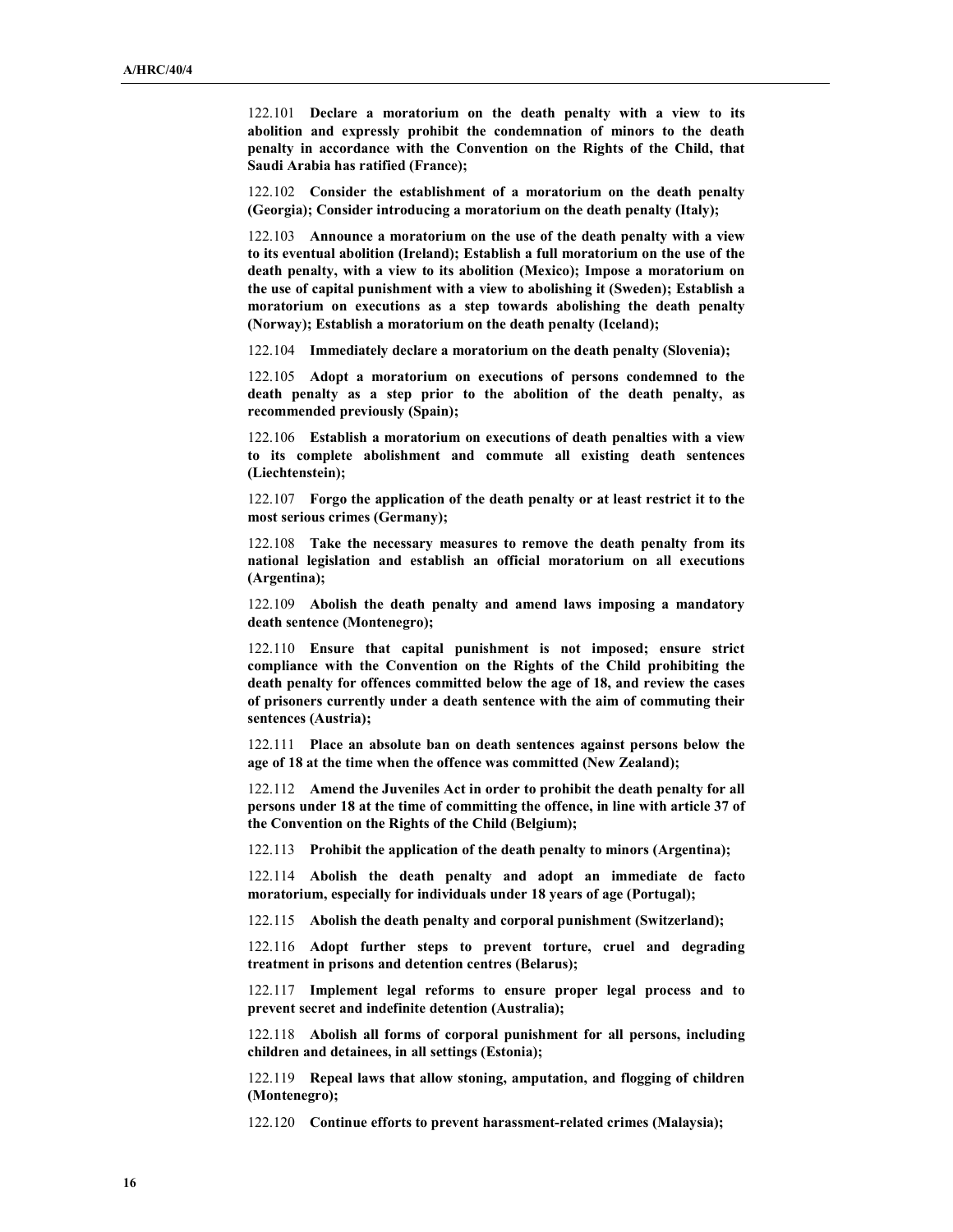122.101 **Declare a moratorium on the death penalty with a view to its abolition and expressly prohibit the condemnation of minors to the death penalty in accordance with the Convention on the Rights of the Child, that Saudi Arabia has ratified (France);**

122.102 **Consider the establishment of a moratorium on the death penalty (Georgia); Consider introducing a moratorium on the death penalty (Italy);**

122.103 **Announce a moratorium on the use of the death penalty with a view to its eventual abolition (Ireland); Establish a full moratorium on the use of the death penalty, with a view to its abolition (Mexico); Impose a moratorium on the use of capital punishment with a view to abolishing it (Sweden); Establish a moratorium on executions as a step towards abolishing the death penalty (Norway); Establish a moratorium on the death penalty (Iceland);**

122.104 **Immediately declare a moratorium on the death penalty (Slovenia);**

122.105 **Adopt a moratorium on executions of persons condemned to the death penalty as a step prior to the abolition of the death penalty, as recommended previously (Spain);**

122.106 **Establish a moratorium on executions of death penalties with a view to its complete abolishment and commute all existing death sentences (Liechtenstein);**

122.107 **Forgo the application of the death penalty or at least restrict it to the most serious crimes (Germany);**

122.108 **Take the necessary measures to remove the death penalty from its national legislation and establish an official moratorium on all executions (Argentina);**

122.109 **Abolish the death penalty and amend laws imposing a mandatory death sentence (Montenegro);**

122.110 **Ensure that capital punishment is not imposed; ensure strict compliance with the Convention on the Rights of the Child prohibiting the death penalty for offences committed below the age of 18, and review the cases of prisoners currently under a death sentence with the aim of commuting their sentences (Austria);**

122.111 **Place an absolute ban on death sentences against persons below the age of 18 at the time when the offence was committed (New Zealand);**

122.112 **Amend the Juveniles Act in order to prohibit the death penalty for all persons under 18 at the time of committing the offence, in line with article 37 of the Convention on the Rights of the Child (Belgium);**

122.113 **Prohibit the application of the death penalty to minors (Argentina);**

122.114 **Abolish the death penalty and adopt an immediate de facto moratorium, especially for individuals under 18 years of age (Portugal);**

122.115 **Abolish the death penalty and corporal punishment (Switzerland);**

122.116 **Adopt further steps to prevent torture, cruel and degrading treatment in prisons and detention centres (Belarus);**

122.117 **Implement legal reforms to ensure proper legal process and to prevent secret and indefinite detention (Australia);**

122.118 **Abolish all forms of corporal punishment for all persons, including children and detainees, in all settings (Estonia);**

122.119 **Repeal laws that allow stoning, amputation, and flogging of children (Montenegro);**

122.120 **Continue efforts to prevent harassment-related crimes (Malaysia);**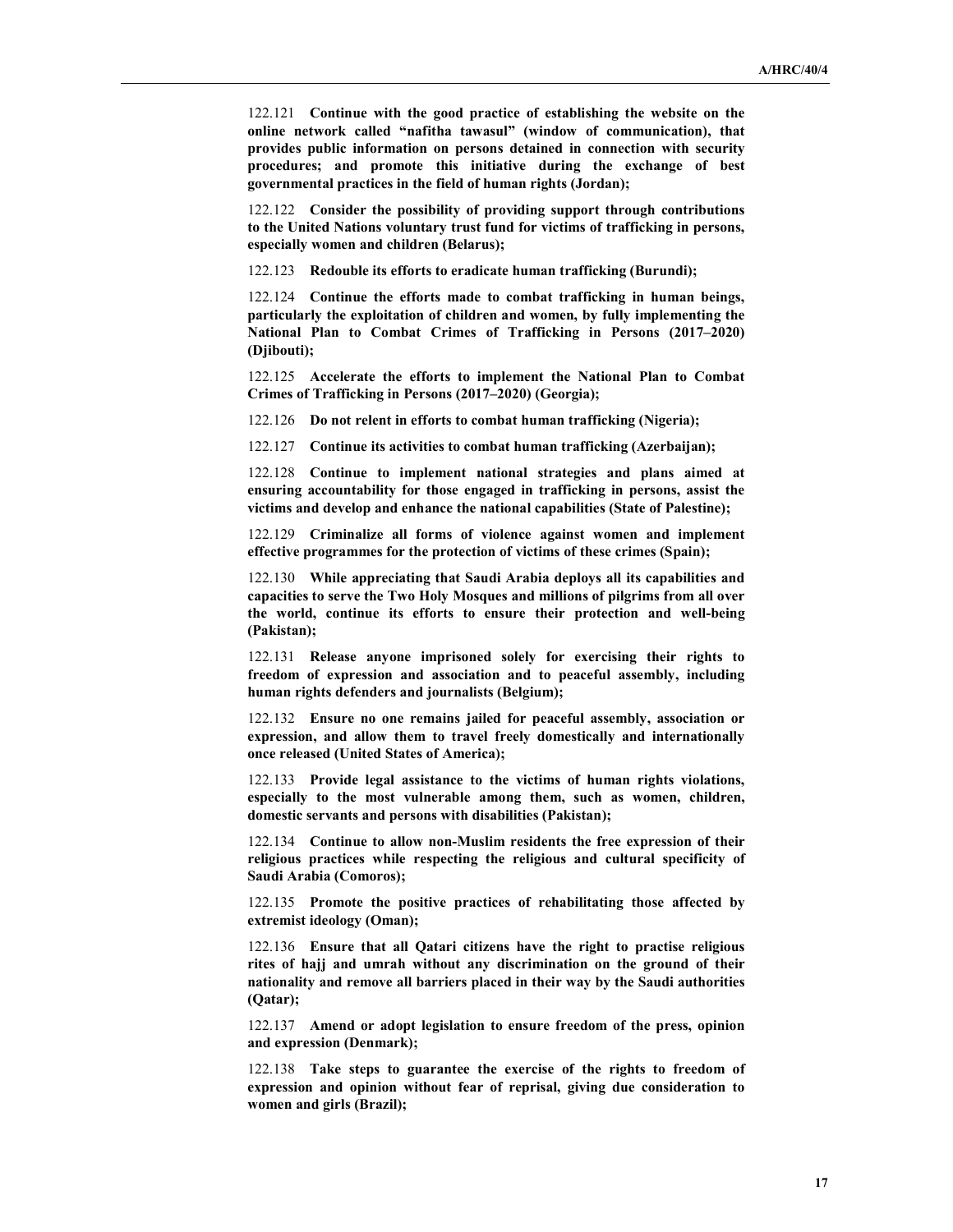122.121 **Continue with the good practice of establishing the website on the online network called "nafitha tawasul" (window of communication), that provides public information on persons detained in connection with security procedures; and promote this initiative during the exchange of best governmental practices in the field of human rights (Jordan);**

122.122 **Consider the possibility of providing support through contributions to the United Nations voluntary trust fund for victims of trafficking in persons, especially women and children (Belarus);**

122.123 **Redouble its efforts to eradicate human trafficking (Burundi);**

122.124 **Continue the efforts made to combat trafficking in human beings, particularly the exploitation of children and women, by fully implementing the National Plan to Combat Crimes of Trafficking in Persons (2017–2020) (Djibouti);**

122.125 **Accelerate the efforts to implement the National Plan to Combat Crimes of Trafficking in Persons (2017–2020) (Georgia);**

122.126 **Do not relent in efforts to combat human trafficking (Nigeria);**

122.127 **Continue its activities to combat human trafficking (Azerbaijan);**

122.128 **Continue to implement national strategies and plans aimed at ensuring accountability for those engaged in trafficking in persons, assist the victims and develop and enhance the national capabilities (State of Palestine);**

122.129 **Criminalize all forms of violence against women and implement effective programmes for the protection of victims of these crimes (Spain);**

122.130 **While appreciating that Saudi Arabia deploys all its capabilities and capacities to serve the Two Holy Mosques and millions of pilgrims from all over the world, continue its efforts to ensure their protection and well-being (Pakistan);**

122.131 **Release anyone imprisoned solely for exercising their rights to freedom of expression and association and to peaceful assembly, including human rights defenders and journalists (Belgium);**

122.132 **Ensure no one remains jailed for peaceful assembly, association or expression, and allow them to travel freely domestically and internationally once released (United States of America);**

122.133 **Provide legal assistance to the victims of human rights violations, especially to the most vulnerable among them, such as women, children, domestic servants and persons with disabilities (Pakistan);**

122.134 **Continue to allow non-Muslim residents the free expression of their religious practices while respecting the religious and cultural specificity of Saudi Arabia (Comoros);**

122.135 **Promote the positive practices of rehabilitating those affected by extremist ideology (Oman);**

122.136 **Ensure that all Qatari citizens have the right to practise religious rites of hajj and umrah without any discrimination on the ground of their nationality and remove all barriers placed in their way by the Saudi authorities (Qatar);**

122.137 **Amend or adopt legislation to ensure freedom of the press, opinion and expression (Denmark);**

122.138 **Take steps to guarantee the exercise of the rights to freedom of expression and opinion without fear of reprisal, giving due consideration to women and girls (Brazil);**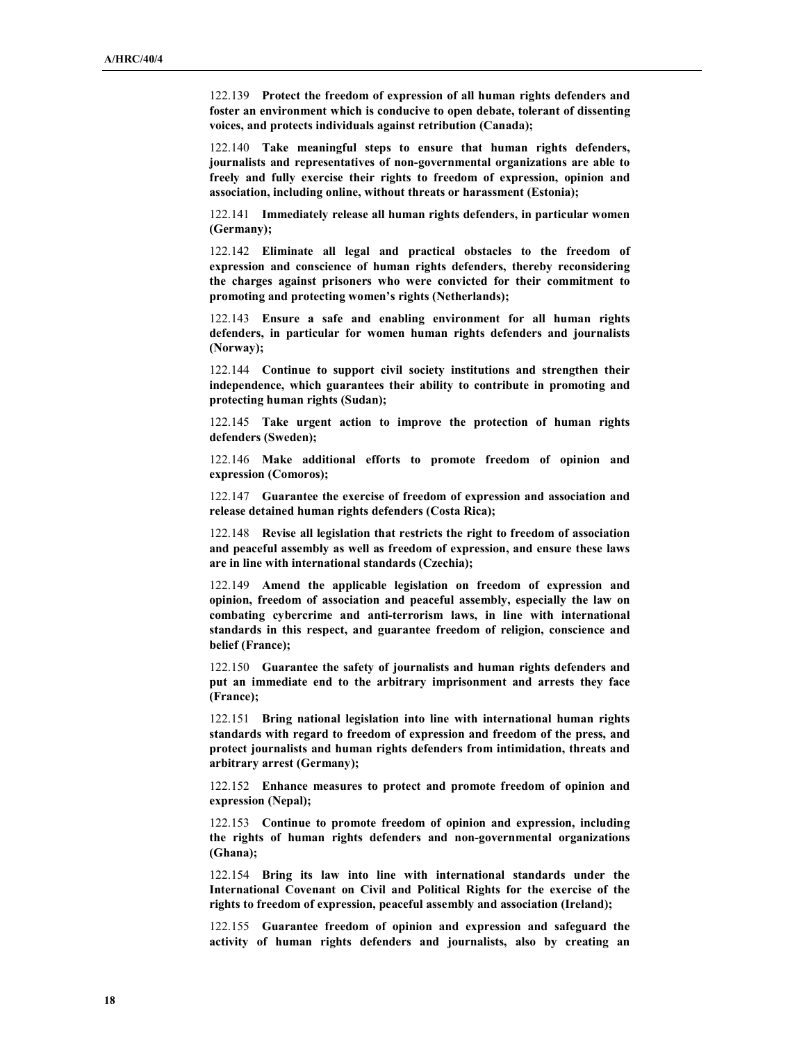122.139 **Protect the freedom of expression of all human rights defenders and foster an environment which is conducive to open debate, tolerant of dissenting voices, and protects individuals against retribution (Canada);**

122.140 **Take meaningful steps to ensure that human rights defenders, journalists and representatives of non-governmental organizations are able to freely and fully exercise their rights to freedom of expression, opinion and association, including online, without threats or harassment (Estonia);**

122.141 **Immediately release all human rights defenders, in particular women (Germany);**

122.142 **Eliminate all legal and practical obstacles to the freedom of expression and conscience of human rights defenders, thereby reconsidering the charges against prisoners who were convicted for their commitment to promoting and protecting women's rights (Netherlands);**

122.143 **Ensure a safe and enabling environment for all human rights defenders, in particular for women human rights defenders and journalists (Norway);**

122.144 **Continue to support civil society institutions and strengthen their independence, which guarantees their ability to contribute in promoting and protecting human rights (Sudan);**

122.145 **Take urgent action to improve the protection of human rights defenders (Sweden);**

122.146 **Make additional efforts to promote freedom of opinion and expression (Comoros);**

122.147 **Guarantee the exercise of freedom of expression and association and release detained human rights defenders (Costa Rica);**

122.148 **Revise all legislation that restricts the right to freedom of association and peaceful assembly as well as freedom of expression, and ensure these laws are in line with international standards (Czechia);**

122.149 **Amend the applicable legislation on freedom of expression and opinion, freedom of association and peaceful assembly, especially the law on combating cybercrime and anti-terrorism laws, in line with international standards in this respect, and guarantee freedom of religion, conscience and belief (France);**

122.150 **Guarantee the safety of journalists and human rights defenders and put an immediate end to the arbitrary imprisonment and arrests they face (France);**

122.151 **Bring national legislation into line with international human rights standards with regard to freedom of expression and freedom of the press, and protect journalists and human rights defenders from intimidation, threats and arbitrary arrest (Germany);**

122.152 **Enhance measures to protect and promote freedom of opinion and expression (Nepal);**

122.153 **Continue to promote freedom of opinion and expression, including the rights of human rights defenders and non-governmental organizations (Ghana);**

122.154 **Bring its law into line with international standards under the International Covenant on Civil and Political Rights for the exercise of the rights to freedom of expression, peaceful assembly and association (Ireland);**

122.155 **Guarantee freedom of opinion and expression and safeguard the activity of human rights defenders and journalists, also by creating an**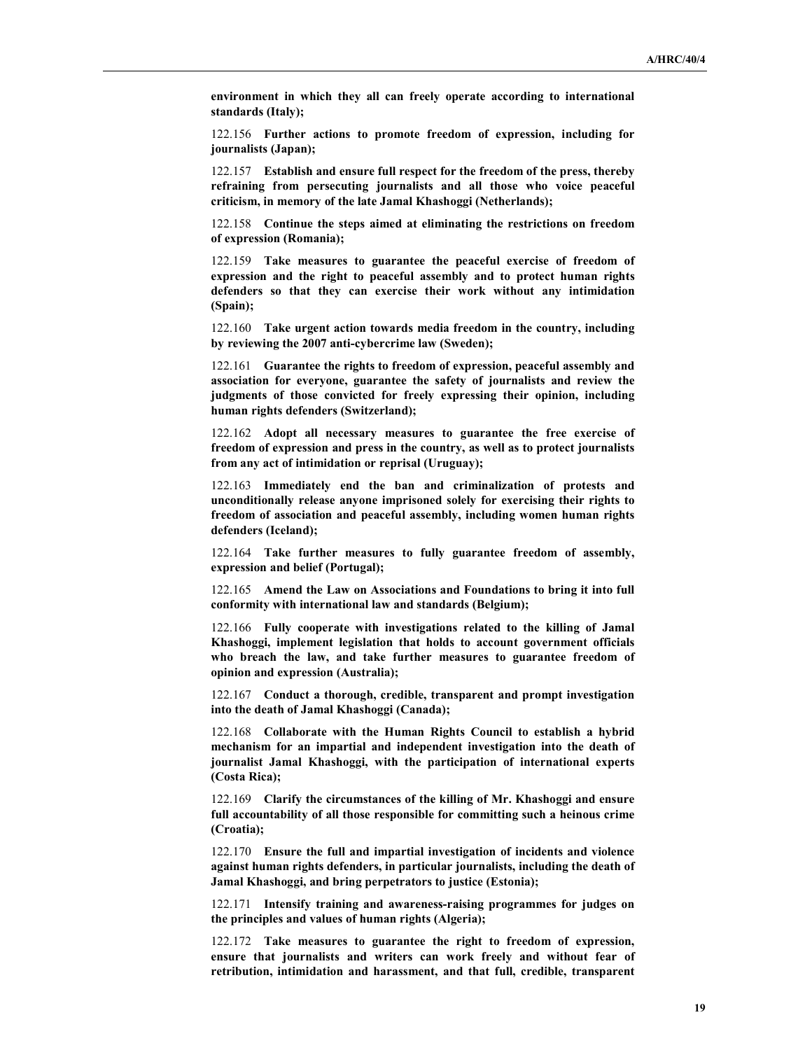**environment in which they all can freely operate according to international standards (Italy);**

122.156 **Further actions to promote freedom of expression, including for journalists (Japan);**

122.157 **Establish and ensure full respect for the freedom of the press, thereby refraining from persecuting journalists and all those who voice peaceful criticism, in memory of the late Jamal Khashoggi (Netherlands);**

122.158 **Continue the steps aimed at eliminating the restrictions on freedom of expression (Romania);**

122.159 **Take measures to guarantee the peaceful exercise of freedom of expression and the right to peaceful assembly and to protect human rights defenders so that they can exercise their work without any intimidation (Spain);**

122.160 **Take urgent action towards media freedom in the country, including by reviewing the 2007 anti-cybercrime law (Sweden);**

122.161 **Guarantee the rights to freedom of expression, peaceful assembly and association for everyone, guarantee the safety of journalists and review the judgments of those convicted for freely expressing their opinion, including human rights defenders (Switzerland);**

122.162 **Adopt all necessary measures to guarantee the free exercise of freedom of expression and press in the country, as well as to protect journalists from any act of intimidation or reprisal (Uruguay);**

122.163 **Immediately end the ban and criminalization of protests and unconditionally release anyone imprisoned solely for exercising their rights to freedom of association and peaceful assembly, including women human rights defenders (Iceland);**

122.164 **Take further measures to fully guarantee freedom of assembly, expression and belief (Portugal);**

122.165 **Amend the Law on Associations and Foundations to bring it into full conformity with international law and standards (Belgium);**

122.166 **Fully cooperate with investigations related to the killing of Jamal Khashoggi, implement legislation that holds to account government officials who breach the law, and take further measures to guarantee freedom of opinion and expression (Australia);**

122.167 **Conduct a thorough, credible, transparent and prompt investigation into the death of Jamal Khashoggi (Canada);**

122.168 **Collaborate with the Human Rights Council to establish a hybrid mechanism for an impartial and independent investigation into the death of journalist Jamal Khashoggi, with the participation of international experts (Costa Rica);**

122.169 **Clarify the circumstances of the killing of Mr. Khashoggi and ensure full accountability of all those responsible for committing such a heinous crime (Croatia);**

122.170 **Ensure the full and impartial investigation of incidents and violence against human rights defenders, in particular journalists, including the death of Jamal Khashoggi, and bring perpetrators to justice (Estonia);**

122.171 **Intensify training and awareness-raising programmes for judges on the principles and values of human rights (Algeria);**

122.172 **Take measures to guarantee the right to freedom of expression, ensure that journalists and writers can work freely and without fear of retribution, intimidation and harassment, and that full, credible, transparent**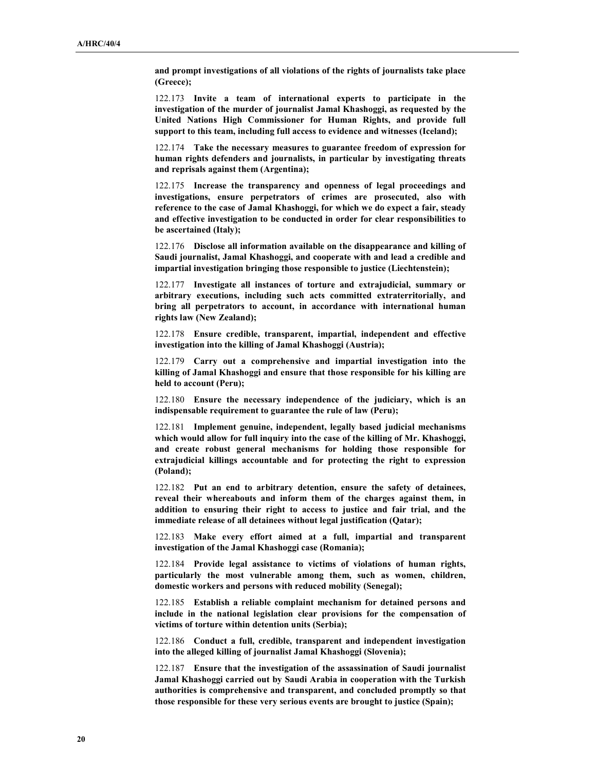**and prompt investigations of all violations of the rights of journalists take place (Greece);**

122.173 **Invite a team of international experts to participate in the investigation of the murder of journalist Jamal Khashoggi, as requested by the United Nations High Commissioner for Human Rights, and provide full support to this team, including full access to evidence and witnesses (Iceland);**

122.174 **Take the necessary measures to guarantee freedom of expression for human rights defenders and journalists, in particular by investigating threats and reprisals against them (Argentina);**

122.175 **Increase the transparency and openness of legal proceedings and investigations, ensure perpetrators of crimes are prosecuted, also with reference to the case of Jamal Khashoggi, for which we do expect a fair, steady and effective investigation to be conducted in order for clear responsibilities to be ascertained (Italy);**

122.176 **Disclose all information available on the disappearance and killing of Saudi journalist, Jamal Khashoggi, and cooperate with and lead a credible and impartial investigation bringing those responsible to justice (Liechtenstein);**

122.177 **Investigate all instances of torture and extrajudicial, summary or arbitrary executions, including such acts committed extraterritorially, and bring all perpetrators to account, in accordance with international human rights law (New Zealand);**

122.178 **Ensure credible, transparent, impartial, independent and effective investigation into the killing of Jamal Khashoggi (Austria);**

122.179 **Carry out a comprehensive and impartial investigation into the killing of Jamal Khashoggi and ensure that those responsible for his killing are held to account (Peru);**

122.180 **Ensure the necessary independence of the judiciary, which is an indispensable requirement to guarantee the rule of law (Peru);**

122.181 **Implement genuine, independent, legally based judicial mechanisms which would allow for full inquiry into the case of the killing of Mr. Khashoggi, and create robust general mechanisms for holding those responsible for extrajudicial killings accountable and for protecting the right to expression (Poland);**

122.182 **Put an end to arbitrary detention, ensure the safety of detainees, reveal their whereabouts and inform them of the charges against them, in addition to ensuring their right to access to justice and fair trial, and the immediate release of all detainees without legal justification (Qatar);**

122.183 **Make every effort aimed at a full, impartial and transparent investigation of the Jamal Khashoggi case (Romania);**

122.184 **Provide legal assistance to victims of violations of human rights, particularly the most vulnerable among them, such as women, children, domestic workers and persons with reduced mobility (Senegal);**

122.185 **Establish a reliable complaint mechanism for detained persons and include in the national legislation clear provisions for the compensation of victims of torture within detention units (Serbia);**

122.186 **Conduct a full, credible, transparent and independent investigation into the alleged killing of journalist Jamal Khashoggi (Slovenia);**

122.187 **Ensure that the investigation of the assassination of Saudi journalist Jamal Khashoggi carried out by Saudi Arabia in cooperation with the Turkish authorities is comprehensive and transparent, and concluded promptly so that those responsible for these very serious events are brought to justice (Spain);**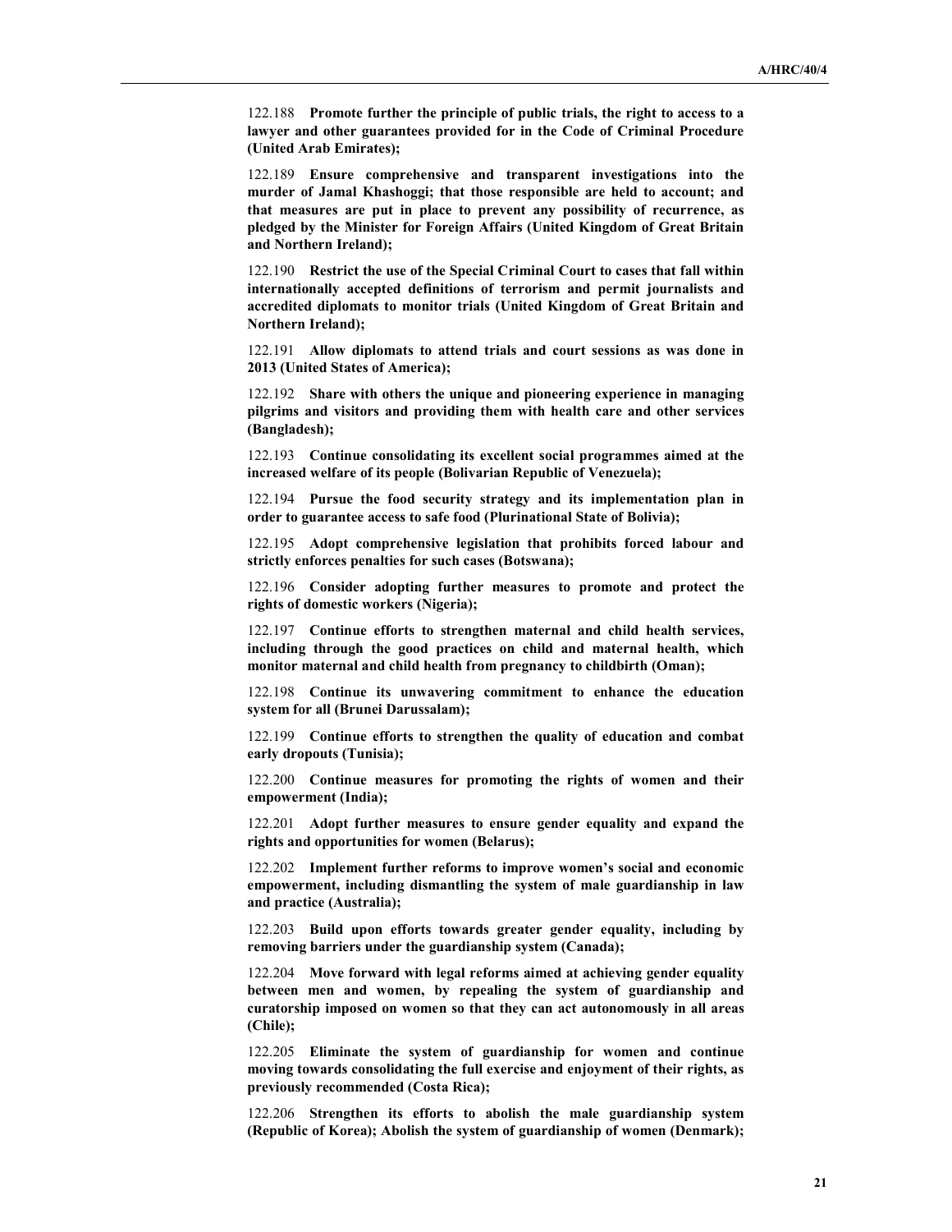122.188 **Promote further the principle of public trials, the right to access to a lawyer and other guarantees provided for in the Code of Criminal Procedure (United Arab Emirates);**

122.189 **Ensure comprehensive and transparent investigations into the murder of Jamal Khashoggi; that those responsible are held to account; and that measures are put in place to prevent any possibility of recurrence, as pledged by the Minister for Foreign Affairs (United Kingdom of Great Britain and Northern Ireland);**

122.190 **Restrict the use of the Special Criminal Court to cases that fall within internationally accepted definitions of terrorism and permit journalists and accredited diplomats to monitor trials (United Kingdom of Great Britain and Northern Ireland);**

122.191 **Allow diplomats to attend trials and court sessions as was done in 2013 (United States of America);**

122.192 **Share with others the unique and pioneering experience in managing pilgrims and visitors and providing them with health care and other services (Bangladesh);**

122.193 **Continue consolidating its excellent social programmes aimed at the increased welfare of its people (Bolivarian Republic of Venezuela);**

122.194 **Pursue the food security strategy and its implementation plan in order to guarantee access to safe food (Plurinational State of Bolivia);**

122.195 **Adopt comprehensive legislation that prohibits forced labour and strictly enforces penalties for such cases (Botswana);**

122.196 **Consider adopting further measures to promote and protect the rights of domestic workers (Nigeria);**

122.197 **Continue efforts to strengthen maternal and child health services, including through the good practices on child and maternal health, which monitor maternal and child health from pregnancy to childbirth (Oman);**

122.198 **Continue its unwavering commitment to enhance the education system for all (Brunei Darussalam);**

122.199 **Continue efforts to strengthen the quality of education and combat early dropouts (Tunisia);**

122.200 **Continue measures for promoting the rights of women and their empowerment (India);**

122.201 **Adopt further measures to ensure gender equality and expand the rights and opportunities for women (Belarus);**

122.202 **Implement further reforms to improve women's social and economic empowerment, including dismantling the system of male guardianship in law and practice (Australia);**

122.203 **Build upon efforts towards greater gender equality, including by removing barriers under the guardianship system (Canada);**

122.204 **Move forward with legal reforms aimed at achieving gender equality between men and women, by repealing the system of guardianship and curatorship imposed on women so that they can act autonomously in all areas (Chile);**

122.205 **Eliminate the system of guardianship for women and continue moving towards consolidating the full exercise and enjoyment of their rights, as previously recommended (Costa Rica);**

122.206 **Strengthen its efforts to abolish the male guardianship system (Republic of Korea); Abolish the system of guardianship of women (Denmark);**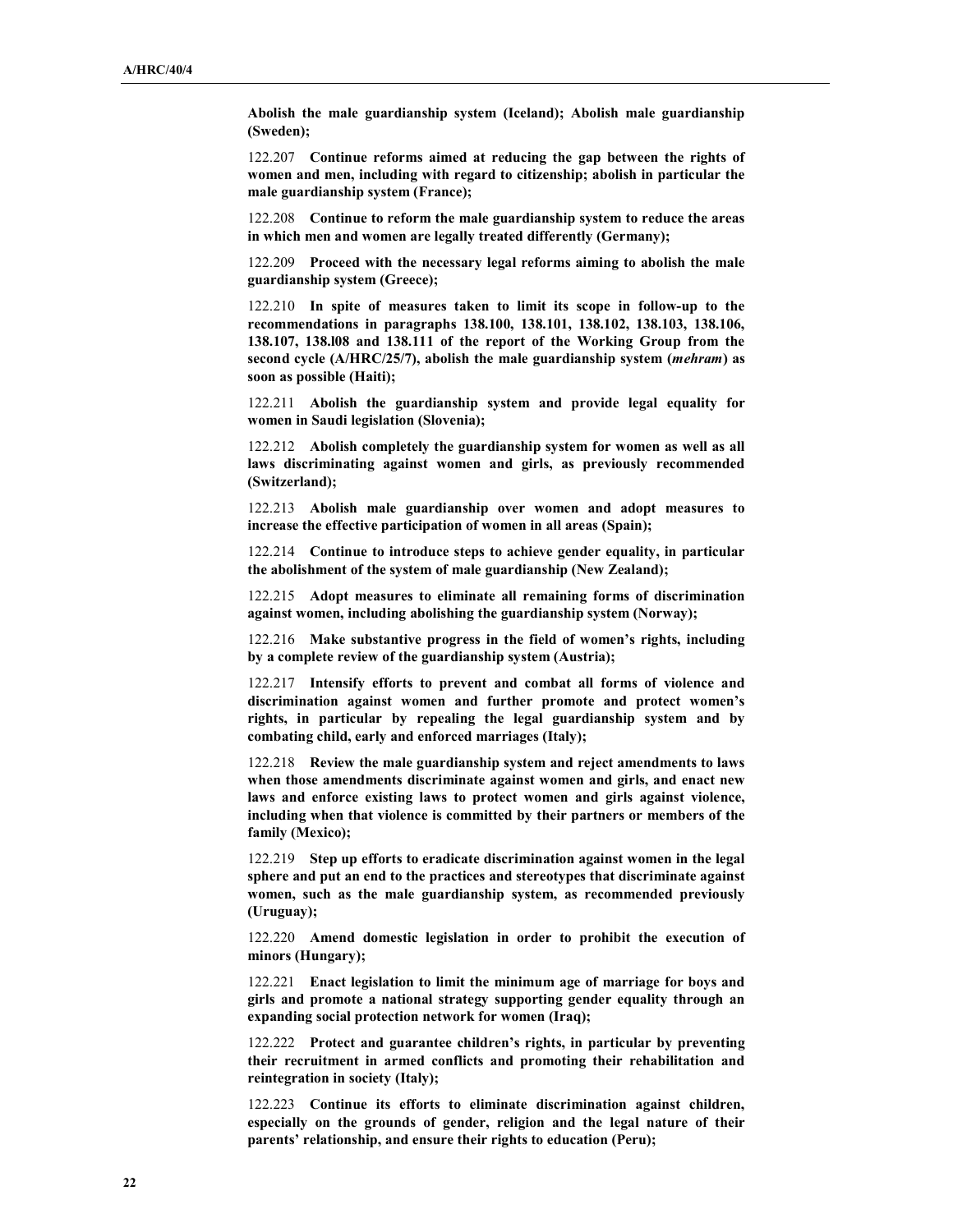**Abolish the male guardianship system (Iceland); Abolish male guardianship (Sweden);**

122.207 **Continue reforms aimed at reducing the gap between the rights of women and men, including with regard to citizenship; abolish in particular the male guardianship system (France);**

122.208 **Continue to reform the male guardianship system to reduce the areas in which men and women are legally treated differently (Germany);**

122.209 **Proceed with the necessary legal reforms aiming to abolish the male guardianship system (Greece);**

122.210 **In spite of measures taken to limit its scope in follow-up to the recommendations in paragraphs 138.100, 138.101, 138.102, 138.103, 138.106, 138.107, 138.l08 and 138.111 of the report of the Working Group from the second cycle (A/HRC/25/7), abolish the male guardianship system (*mehram*) as soon as possible (Haiti);**

122.211 **Abolish the guardianship system and provide legal equality for women in Saudi legislation (Slovenia);**

122.212 **Abolish completely the guardianship system for women as well as all laws discriminating against women and girls, as previously recommended (Switzerland);**

122.213 **Abolish male guardianship over women and adopt measures to increase the effective participation of women in all areas (Spain);**

122.214 **Continue to introduce steps to achieve gender equality, in particular the abolishment of the system of male guardianship (New Zealand);**

122.215 **Adopt measures to eliminate all remaining forms of discrimination against women, including abolishing the guardianship system (Norway);**

122.216 **Make substantive progress in the field of women's rights, including by a complete review of the guardianship system (Austria);**

122.217 **Intensify efforts to prevent and combat all forms of violence and discrimination against women and further promote and protect women's rights, in particular by repealing the legal guardianship system and by combating child, early and enforced marriages (Italy);**

122.218 **Review the male guardianship system and reject amendments to laws when those amendments discriminate against women and girls, and enact new laws and enforce existing laws to protect women and girls against violence, including when that violence is committed by their partners or members of the family (Mexico);**

122.219 **Step up efforts to eradicate discrimination against women in the legal sphere and put an end to the practices and stereotypes that discriminate against women, such as the male guardianship system, as recommended previously (Uruguay);**

122.220 **Amend domestic legislation in order to prohibit the execution of minors (Hungary);**

122.221 **Enact legislation to limit the minimum age of marriage for boys and girls and promote a national strategy supporting gender equality through an expanding social protection network for women (Iraq);**

122.222 **Protect and guarantee children's rights, in particular by preventing their recruitment in armed conflicts and promoting their rehabilitation and reintegration in society (Italy);**

122.223 **Continue its efforts to eliminate discrimination against children, especially on the grounds of gender, religion and the legal nature of their parents' relationship, and ensure their rights to education (Peru);**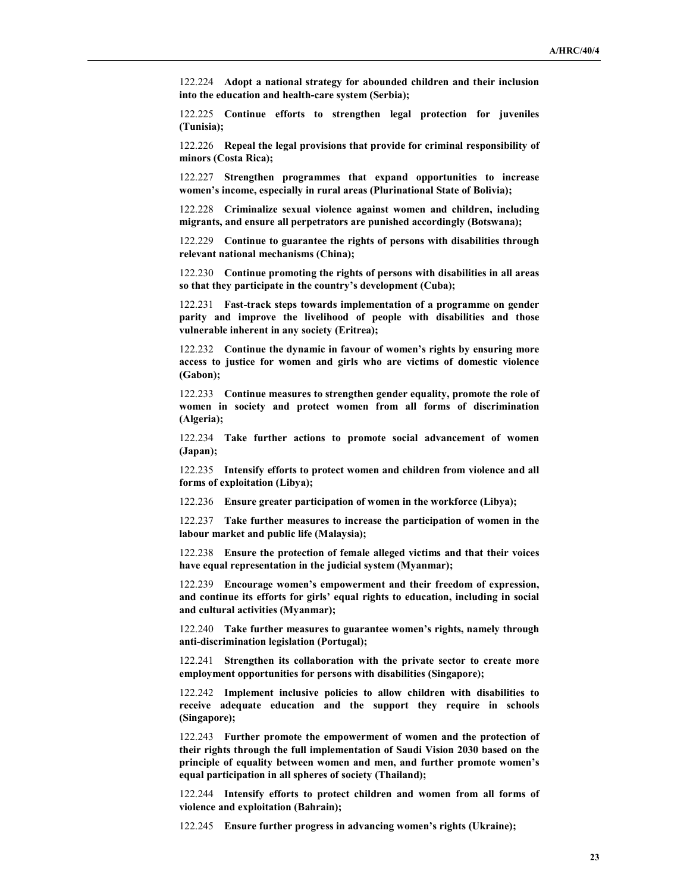122.224 **Adopt a national strategy for abounded children and their inclusion into the education and health-care system (Serbia);**

122.225 **Continue efforts to strengthen legal protection for juveniles (Tunisia);**

122.226 **Repeal the legal provisions that provide for criminal responsibility of minors (Costa Rica);**

122.227 **Strengthen programmes that expand opportunities to increase women's income, especially in rural areas (Plurinational State of Bolivia);**

122.228 **Criminalize sexual violence against women and children, including migrants, and ensure all perpetrators are punished accordingly (Botswana);**

122.229 **Continue to guarantee the rights of persons with disabilities through relevant national mechanisms (China);**

122.230 **Continue promoting the rights of persons with disabilities in all areas so that they participate in the country's development (Cuba);**

122.231 **Fast-track steps towards implementation of a programme on gender parity and improve the livelihood of people with disabilities and those vulnerable inherent in any society (Eritrea);**

122.232 **Continue the dynamic in favour of women's rights by ensuring more access to justice for women and girls who are victims of domestic violence (Gabon);**

122.233 **Continue measures to strengthen gender equality, promote the role of women in society and protect women from all forms of discrimination (Algeria);**

122.234 **Take further actions to promote social advancement of women (Japan);**

122.235 **Intensify efforts to protect women and children from violence and all forms of exploitation (Libya);**

122.236 **Ensure greater participation of women in the workforce (Libya);**

122.237 **Take further measures to increase the participation of women in the labour market and public life (Malaysia);**

122.238 **Ensure the protection of female alleged victims and that their voices have equal representation in the judicial system (Myanmar);**

122.239 **Encourage women's empowerment and their freedom of expression, and continue its efforts for girls' equal rights to education, including in social and cultural activities (Myanmar);**

122.240 **Take further measures to guarantee women's rights, namely through anti-discrimination legislation (Portugal);**

122.241 **Strengthen its collaboration with the private sector to create more employment opportunities for persons with disabilities (Singapore);**

122.242 **Implement inclusive policies to allow children with disabilities to receive adequate education and the support they require in schools (Singapore);**

122.243 **Further promote the empowerment of women and the protection of their rights through the full implementation of Saudi Vision 2030 based on the principle of equality between women and men, and further promote women's equal participation in all spheres of society (Thailand);**

122.244 **Intensify efforts to protect children and women from all forms of violence and exploitation (Bahrain);**

122.245 **Ensure further progress in advancing women's rights (Ukraine);**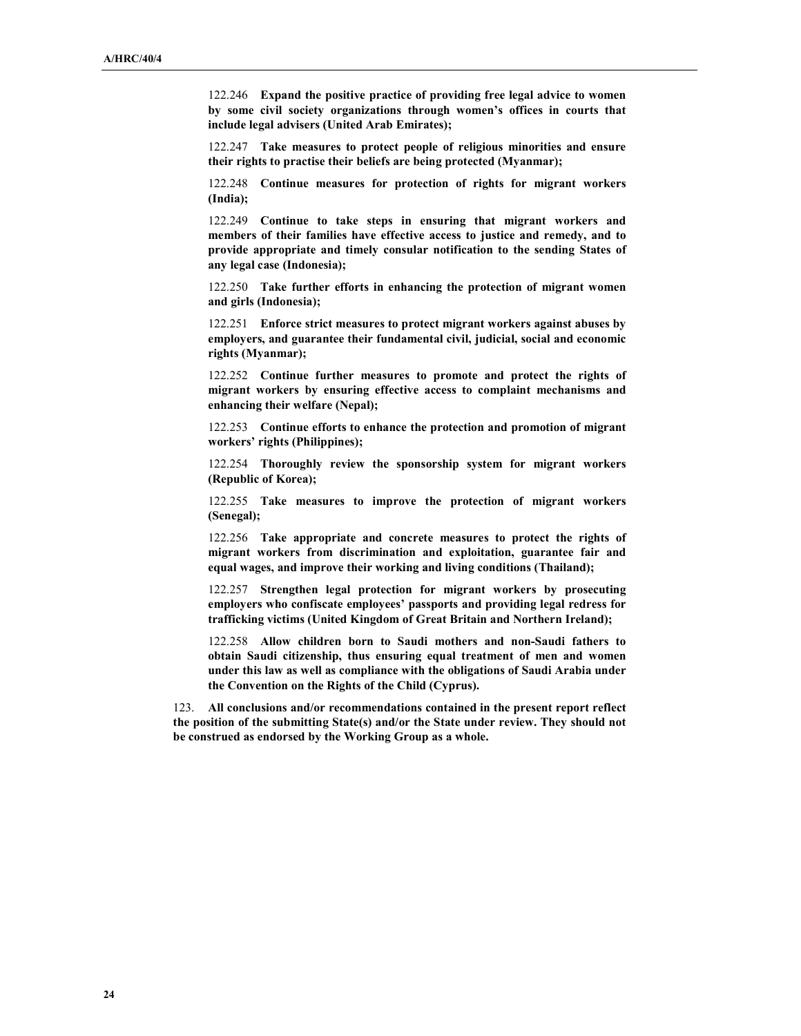122.246 **Expand the positive practice of providing free legal advice to women by some civil society organizations through women's offices in courts that include legal advisers (United Arab Emirates);**

122.247 **Take measures to protect people of religious minorities and ensure their rights to practise their beliefs are being protected (Myanmar);**

122.248 **Continue measures for protection of rights for migrant workers (India);**

122.249 **Continue to take steps in ensuring that migrant workers and members of their families have effective access to justice and remedy, and to provide appropriate and timely consular notification to the sending States of any legal case (Indonesia);**

122.250 **Take further efforts in enhancing the protection of migrant women and girls (Indonesia);**

122.251 **Enforce strict measures to protect migrant workers against abuses by employers, and guarantee their fundamental civil, judicial, social and economic rights (Myanmar);**

122.252 **Continue further measures to promote and protect the rights of migrant workers by ensuring effective access to complaint mechanisms and enhancing their welfare (Nepal);**

122.253 **Continue efforts to enhance the protection and promotion of migrant workers' rights (Philippines);**

122.254 **Thoroughly review the sponsorship system for migrant workers (Republic of Korea);**

122.255 **Take measures to improve the protection of migrant workers (Senegal);**

122.256 **Take appropriate and concrete measures to protect the rights of migrant workers from discrimination and exploitation, guarantee fair and equal wages, and improve their working and living conditions (Thailand);**

122.257 **Strengthen legal protection for migrant workers by prosecuting employers who confiscate employees' passports and providing legal redress for trafficking victims (United Kingdom of Great Britain and Northern Ireland);**

122.258 **Allow children born to Saudi mothers and non-Saudi fathers to obtain Saudi citizenship, thus ensuring equal treatment of men and women under this law as well as compliance with the obligations of Saudi Arabia under the Convention on the Rights of the Child (Cyprus).**

123. **All conclusions and/or recommendations contained in the present report reflect the position of the submitting State(s) and/or the State under review. They should not be construed as endorsed by the Working Group as a whole.**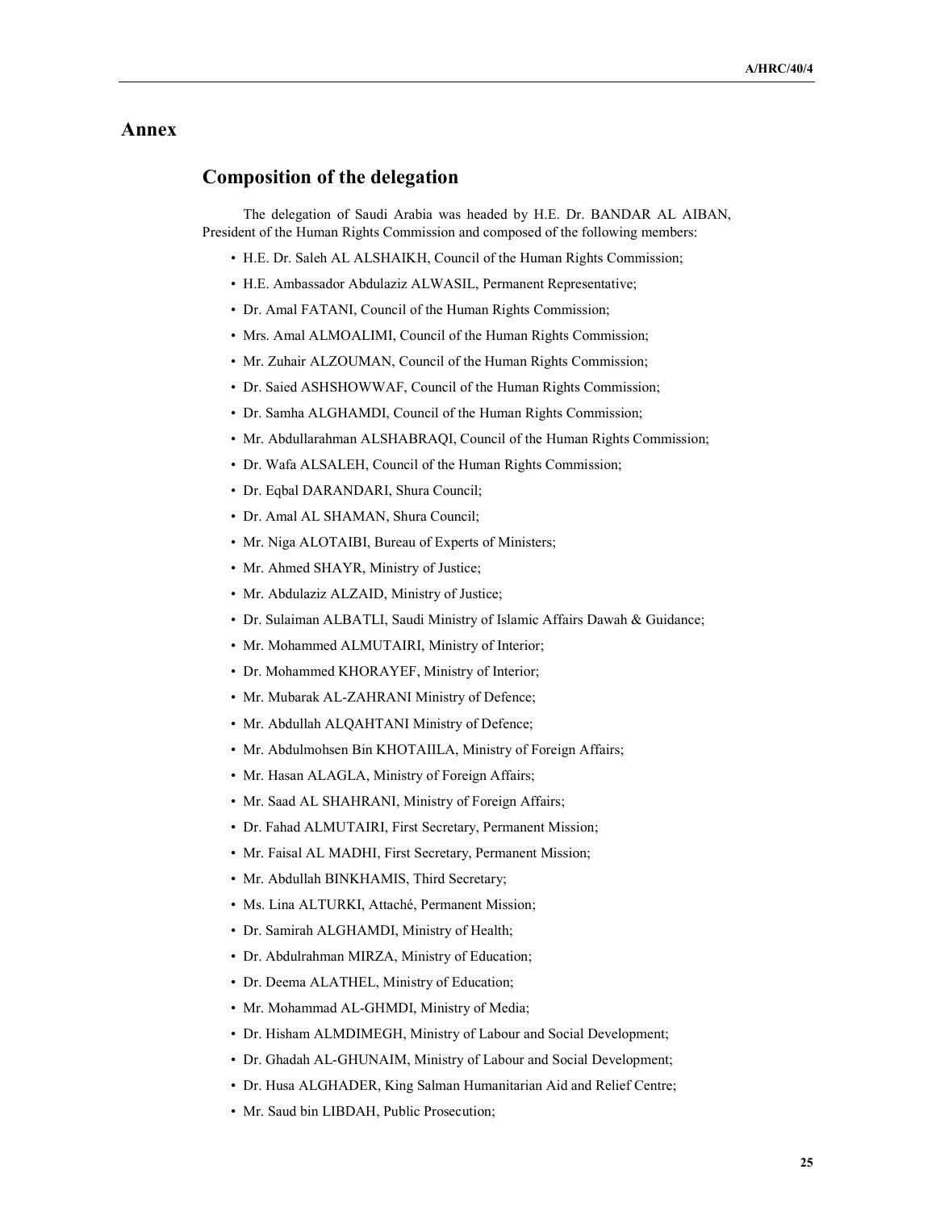# Annex

## Composition of the delegation

The delegation of Saudi Arabia was headed by H.E. Dr. BANDAR AL AIBAN, President of the Human Rights Commission and composed of the following members:

- H.E. Dr. Saleh AL ALSHAIKH, Council of the Human Rights Commission;
- H.E. Ambassador Abdulaziz ALWASIL, Permanent Representative;
- Dr. Amal FATANI, Council of the Human Rights Commission;
- Mrs. Amal ALMOALIMI, Council of the Human Rights Commission;
- Mr. Zuhair ALZOUMAN, Council of the Human Rights Commission;
- Dr. Saied ASHSHOWWAF, Council of the Human Rights Commission;
- Dr. Samha ALGHAMDI, Council of the Human Rights Commission;
- Mr. Abdullarahman ALSHABRAQI, Council of the Human Rights Commission;
- Dr. Wafa ALSALEH, Council of the Human Rights Commission;
- Dr. Eqbal DARANDARI, Shura Council;
- Dr. Amal AL SHAMAN, Shura Council;
- Mr. Niga ALOTAIBI, Bureau of Experts of Ministers;
- Mr. Ahmed SHAYR, Ministry of Justice;
- Mr. Abdulaziz ALZAID, Ministry of Justice;
- Dr. Sulaiman ALBATLI, Saudi Ministry of Islamic Affairs Dawah & Guidance;
- Mr. Mohammed ALMUTAIRI, Ministry of Interior;
- Dr. Mohammed KHORAYEF, Ministry of Interior;
- Mr. Mubarak AL-ZAHRANI Ministry of Defence;
- Mr. Abdullah ALQAHTANI Ministry of Defence;
- Mr. Abdulmohsen Bin KHOTAIILA, Ministry of Foreign Affairs;
- Mr. Hasan ALAGLA, Ministry of Foreign Affairs;
- Mr. Saad AL SHAHRANI, Ministry of Foreign Affairs;
- Dr. Fahad ALMUTAIRI, First Secretary, Permanent Mission;
- Mr. Faisal AL MADHI, First Secretary, Permanent Mission;
- Mr. Abdullah BINKHAMIS, Third Secretary;
- Ms. Lina ALTURKI, Attaché, Permanent Mission;
- Dr. Samirah ALGHAMDI, Ministry of Health;
- Dr. Abdulrahman MIRZA, Ministry of Education;
- Dr. Deema ALATHEL, Ministry of Education;
- Mr. Mohammad AL-GHMDI, Ministry of Media;
- Dr. Hisham ALMDIMEGH, Ministry of Labour and Social Development;
- Dr. Ghadah AL-GHUNAIM, Ministry of Labour and Social Development;
- Dr. Husa ALGHADER, King Salman Humanitarian Aid and Relief Centre;
- Mr. Saud bin LIBDAH, Public Prosecution;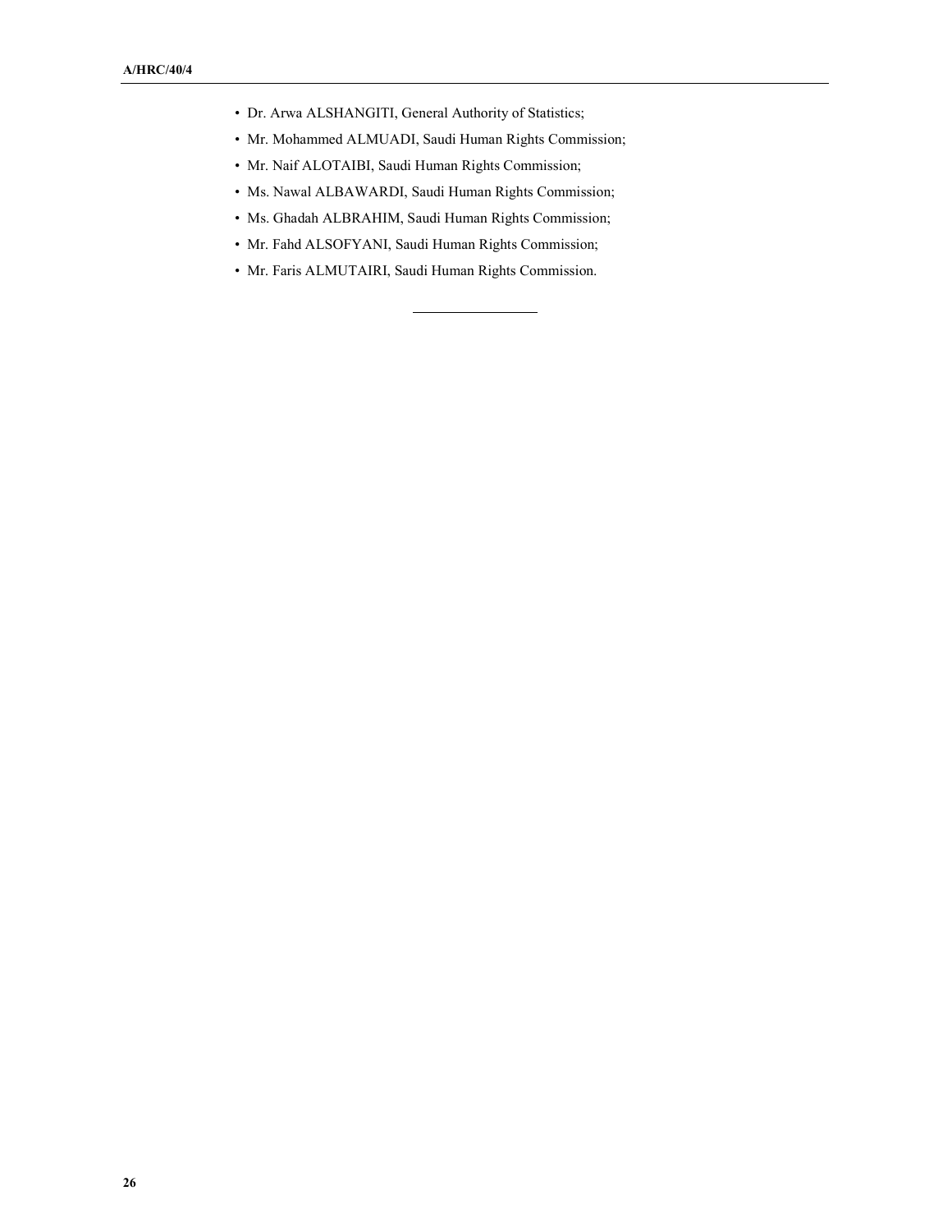- Dr. Arwa ALSHANGITI, General Authority of Statistics;
- Mr. Mohammed ALMUADI, Saudi Human Rights Commission;
- Mr. Naif ALOTAIBI, Saudi Human Rights Commission;
- Ms. Nawal ALBAWARDI, Saudi Human Rights Commission;
- Ms. Ghadah ALBRAHIM, Saudi Human Rights Commission;
- Mr. Fahd ALSOFYANI, Saudi Human Rights Commission;
- Mr. Faris ALMUTAIRI, Saudi Human Rights Commission.